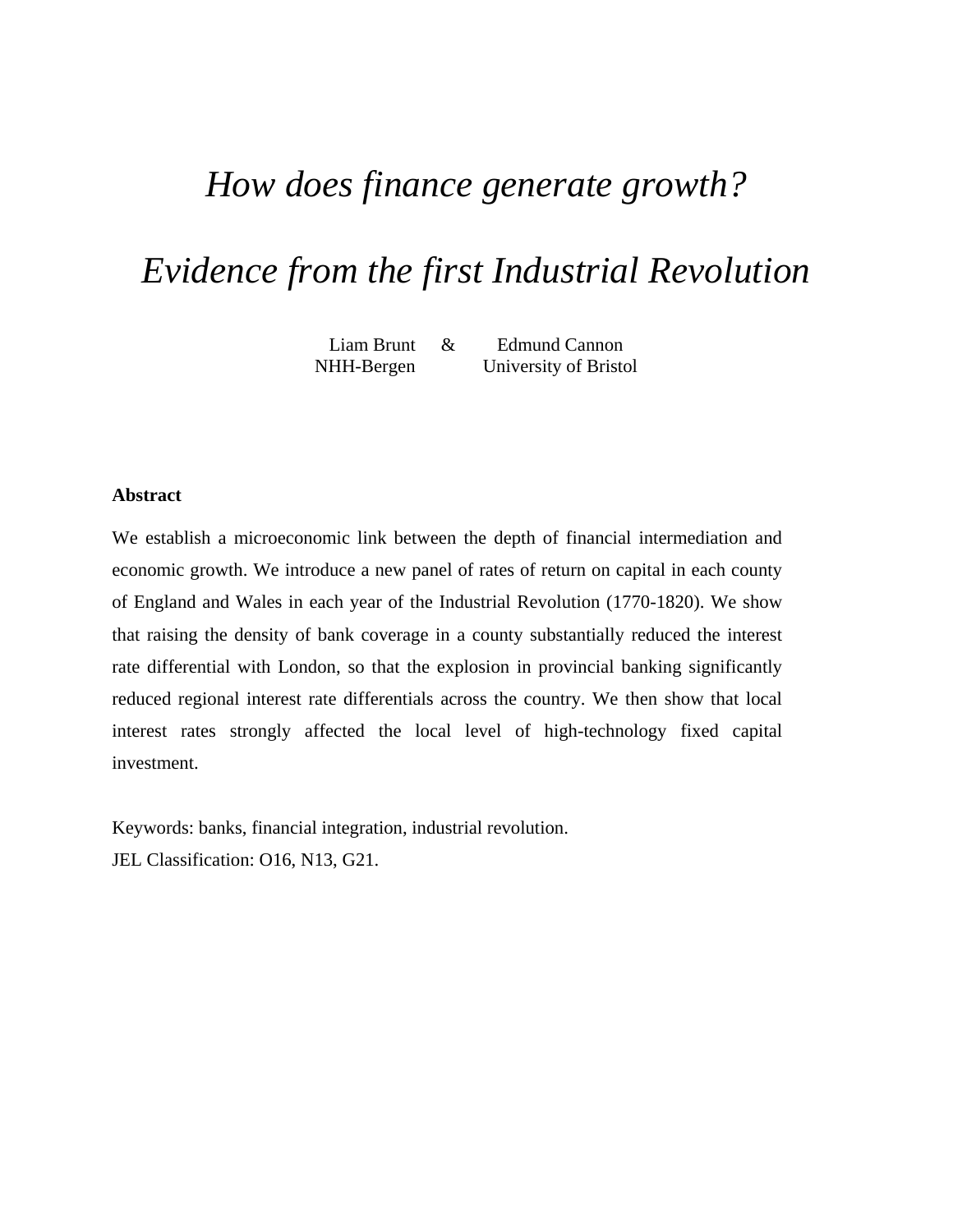# *How does finance generate growth?*

# *Evidence from the first Industrial Revolution*

Liam Brunt & Edmund Cannon
NHH-Bergen University of Bristol

**Abstract**

We establish a microeconomic link between the depth of financial intermediation and economic growth. We introduce a new panel of rates of return on capital in each county of England and Wales in each year of the Industrial Revolution (1770-1820). We show that raising the density of bank coverage in a county substantially reduced the interest rate differential with London, so that the explosion in provincial banking significantly reduced regional interest rate differentials across the country. We then show that local interest rates strongly affected the local level of high-technology fixed capital investment.

Keywords: banks, financial integration, industrial revolution.
JEL Classification: O16, N13, G21.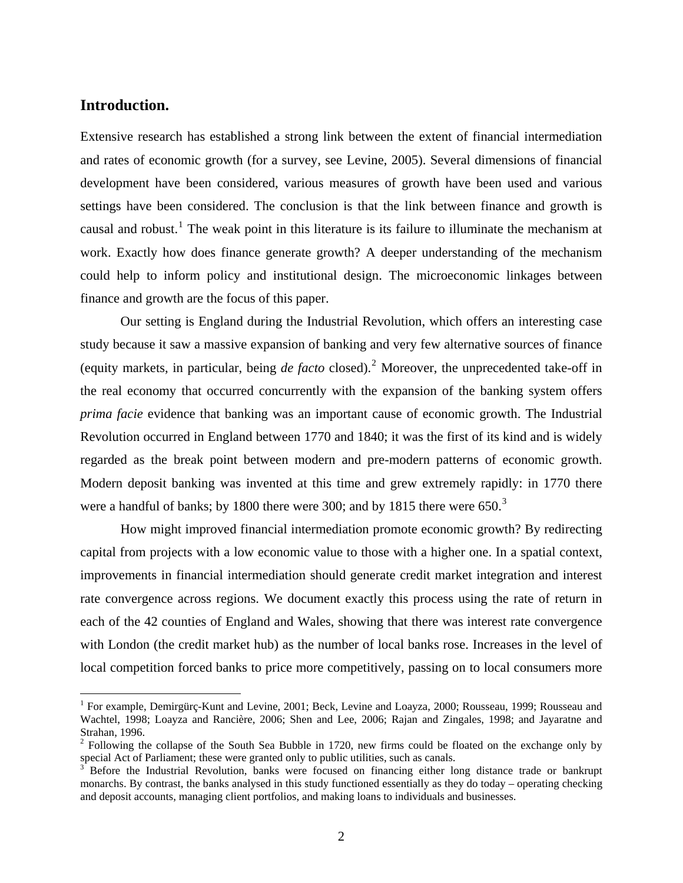## Introduction.

Extensive research has established a strong link between the extent of financial intermediation and rates of economic growth (for a survey, see Levine, 2005). Several dimensions of financial development have been considered, various measures of growth have been used and various settings have been considered. The conclusion is that the link between finance and growth is causal and robust.[1] The weak point in this literature is its failure to illuminate the mechanism at work. Exactly how does finance generate growth? A deeper understanding of the mechanism could help to inform policy and institutional design. The microeconomic linkages between finance and growth are the focus of this paper.

Our setting is England during the Industrial Revolution, which offers an interesting case study because it saw a massive expansion of banking and very few alternative sources of finance (equity markets, in particular, being *de facto* closed).[2] Moreover, the unprecedented take-off in the real economy that occurred concurrently with the expansion of the banking system offers *prima facie* evidence that banking was an important cause of economic growth. The Industrial Revolution occurred in England between 1770 and 1840; it was the first of its kind and is widely regarded as the break point between modern and pre-modern patterns of economic growth. Modern deposit banking was invented at this time and grew extremely rapidly: in 1770 there were a handful of banks; by 1800 there were 300; and by 1815 there were 650.[3]

How might improved financial intermediation promote economic growth? By redirecting capital from projects with a low economic value to those with a higher one. In a spatial context, improvements in financial intermediation should generate credit market integration and interest rate convergence across regions. We document exactly this process using the rate of return in each of the 42 counties of England and Wales, showing that there was interest rate convergence with London (the credit market hub) as the number of local banks rose. Increases in the level of local competition forced banks to price more competitively, passing on to local consumers more

[1] For example, Demirgürç-Kunt and Levine, 2001; Beck, Levine and Loayza, 2000; Rousseau, 1999; Rousseau and Wachtel, 1998; Loayza and Rancière, 2006; Shen and Lee, 2006; Rajan and Zingales, 1998; and Jayaratne and Strahan, 1996.

[2] Following the collapse of the South Sea Bubble in 1720, new firms could be floated on the exchange only by special Act of Parliament; these were granted only to public utilities, such as canals.

[3] Before the Industrial Revolution, banks were focused on financing either long distance trade or bankrupt monarchs. By contrast, the banks analysed in this study functioned essentially as they do today – operating checking and deposit accounts, managing client portfolios, and making loans to individuals and businesses.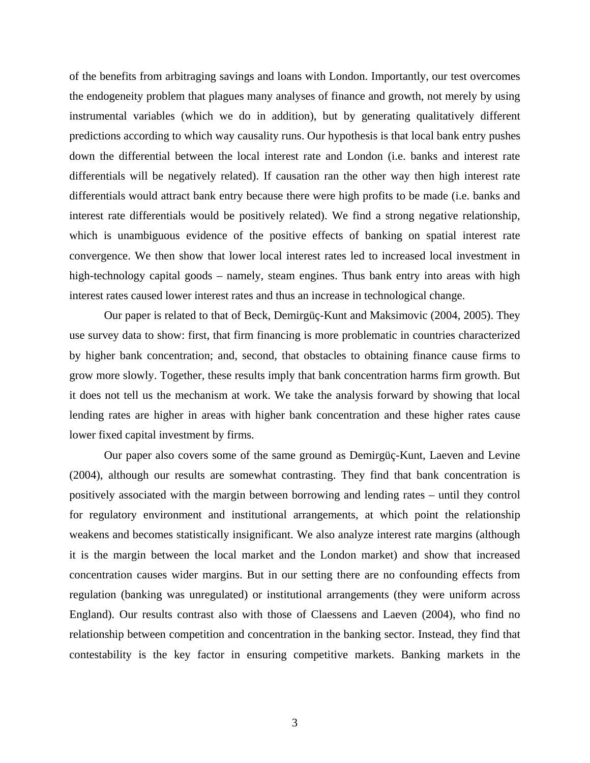of the benefits from arbitraging savings and loans with London. Importantly, our test overcomes the endogeneity problem that plagues many analyses of finance and growth, not merely by using instrumental variables (which we do in addition), but by generating qualitatively different predictions according to which way causality runs. Our hypothesis is that local bank entry pushes down the differential between the local interest rate and London (i.e. banks and interest rate differentials will be negatively related). If causation ran the other way then high interest rate differentials would attract bank entry because there were high profits to be made (i.e. banks and interest rate differentials would be positively related). We find a strong negative relationship, which is unambiguous evidence of the positive effects of banking on spatial interest rate convergence. We then show that lower local interest rates led to increased local investment in high-technology capital goods – namely, steam engines. Thus bank entry into areas with high interest rates caused lower interest rates and thus an increase in technological change.

Our paper is related to that of Beck, Demirgüç-Kunt and Maksimovic (2004, 2005). They use survey data to show: first, that firm financing is more problematic in countries characterized by higher bank concentration; and, second, that obstacles to obtaining finance cause firms to grow more slowly. Together, these results imply that bank concentration harms firm growth. But it does not tell us the mechanism at work. We take the analysis forward by showing that local lending rates are higher in areas with higher bank concentration and these higher rates cause lower fixed capital investment by firms.

Our paper also covers some of the same ground as Demirgüç-Kunt, Laeven and Levine (2004), although our results are somewhat contrasting. They find that bank concentration is positively associated with the margin between borrowing and lending rates – until they control for regulatory environment and institutional arrangements, at which point the relationship weakens and becomes statistically insignificant. We also analyze interest rate margins (although it is the margin between the local market and the London market) and show that increased concentration causes wider margins. But in our setting there are no confounding effects from regulation (banking was unregulated) or institutional arrangements (they were uniform across England). Our results contrast also with those of Claessens and Laeven (2004), who find no relationship between competition and concentration in the banking sector. Instead, they find that contestability is the key factor in ensuring competitive markets. Banking markets in the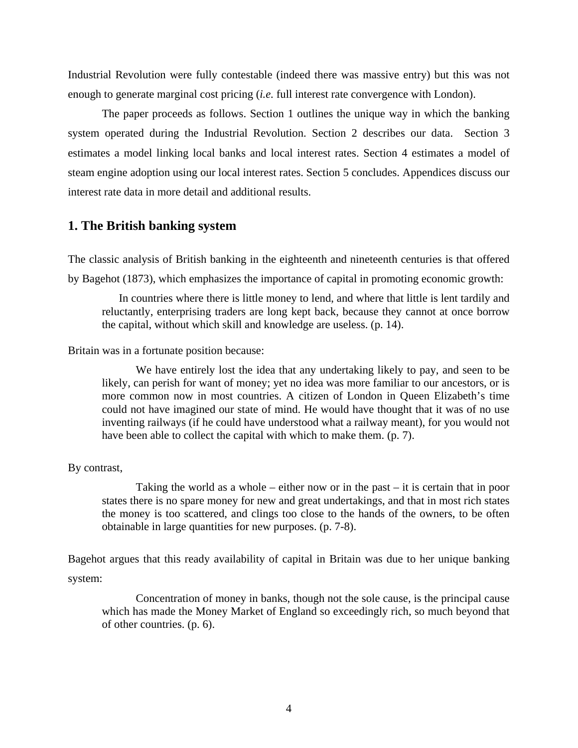Industrial Revolution were fully contestable (indeed there was massive entry) but this was not enough to generate marginal cost pricing (*i.e.* full interest rate convergence with London).

The paper proceeds as follows. Section 1 outlines the unique way in which the banking system operated during the Industrial Revolution. Section 2 describes our data. Section 3 estimates a model linking local banks and local interest rates. Section 4 estimates a model of steam engine adoption using our local interest rates. Section 5 concludes. Appendices discuss our interest rate data in more detail and additional results.

## 1. The British banking system

The classic analysis of British banking in the eighteenth and nineteenth centuries is that offered by Bagehot (1873), which emphasizes the importance of capital in promoting economic growth:

> In countries where there is little money to lend, and where that little is lent tardily and reluctantly, enterprising traders are long kept back, because they cannot at once borrow the capital, without which skill and knowledge are useless. (p. 14).

Britain was in a fortunate position because:

> We have entirely lost the idea that any undertaking likely to pay, and seen to be likely, can perish for want of money; yet no idea was more familiar to our ancestors, or is more common now in most countries. A citizen of London in Queen Elizabeth's time could not have imagined our state of mind. He would have thought that it was of no use inventing railways (if he could have understood what a railway meant), for you would not have been able to collect the capital with which to make them. (p. 7).

By contrast,

> Taking the world as a whole – either now or in the past – it is certain that in poor states there is no spare money for new and great undertakings, and that in most rich states the money is too scattered, and clings too close to the hands of the owners, to be often obtainable in large quantities for new purposes. (p. 7-8).

Bagehot argues that this ready availability of capital in Britain was due to her unique banking system:

> Concentration of money in banks, though not the sole cause, is the principal cause which has made the Money Market of England so exceedingly rich, so much beyond that of other countries. (p. 6).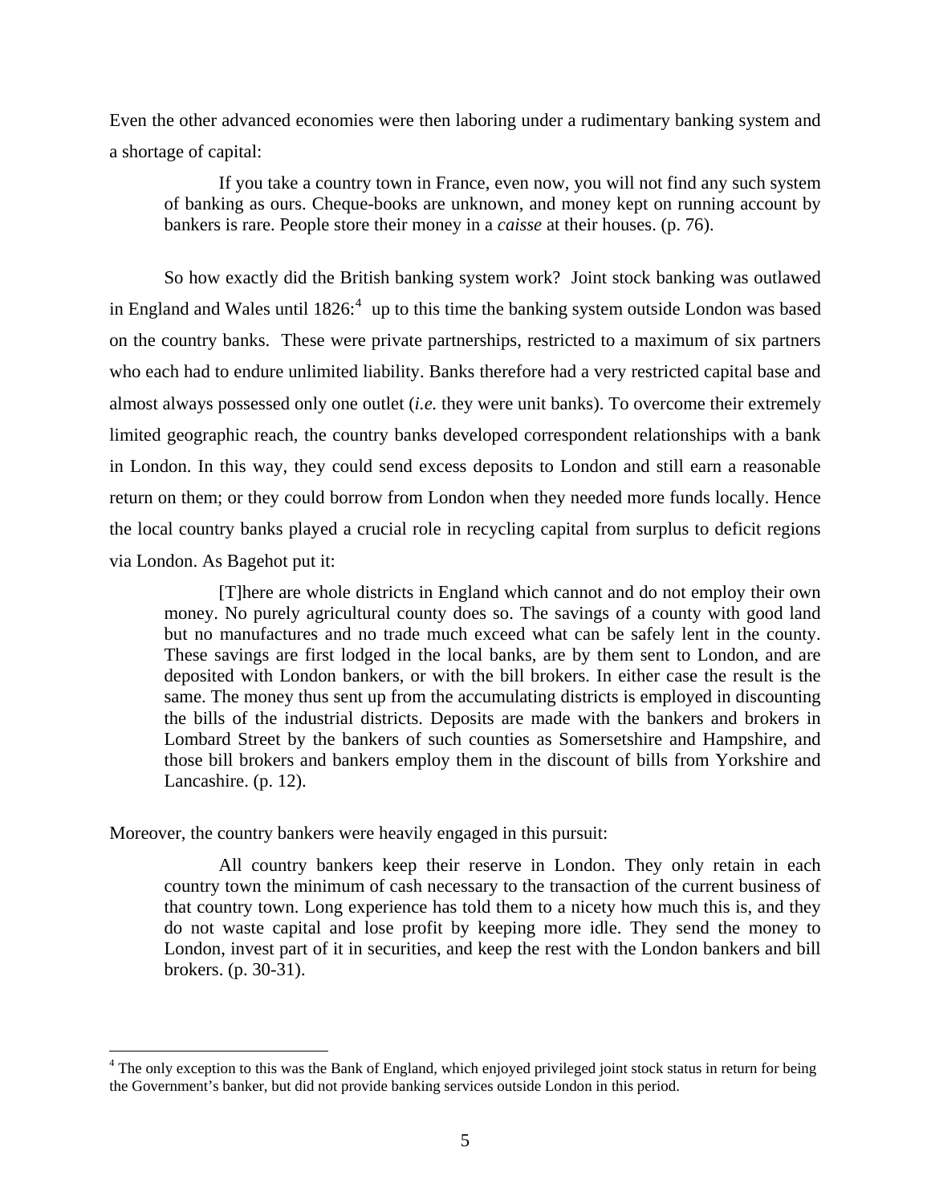Even the other advanced economies were then laboring under a rudimentary banking system and a shortage of capital:

> If you take a country town in France, even now, you will not find any such system of banking as ours. Cheque-books are unknown, and money kept on running account by bankers is rare. People store their money in a *caisse* at their houses. (p. 76).

So how exactly did the British banking system work? Joint stock banking was outlawed in England and Wales until 1826:[4] up to this time the banking system outside London was based on the country banks. These were private partnerships, restricted to a maximum of six partners who each had to endure unlimited liability. Banks therefore had a very restricted capital base and almost always possessed only one outlet (*i.e.* they were unit banks). To overcome their extremely limited geographic reach, the country banks developed correspondent relationships with a bank in London. In this way, they could send excess deposits to London and still earn a reasonable return on them; or they could borrow from London when they needed more funds locally. Hence the local country banks played a crucial role in recycling capital from surplus to deficit regions via London. As Bagehot put it:

> [T]here are whole districts in England which cannot and do not employ their own money. No purely agricultural county does so. The savings of a county with good land but no manufactures and no trade much exceed what can be safely lent in the county. These savings are first lodged in the local banks, are by them sent to London, and are deposited with London bankers, or with the bill brokers. In either case the result is the same. The money thus sent up from the accumulating districts is employed in discounting the bills of the industrial districts. Deposits are made with the bankers and brokers in Lombard Street by the bankers of such counties as Somersetshire and Hampshire, and those bill brokers and bankers employ them in the discount of bills from Yorkshire and Lancashire. (p. 12).

Moreover, the country bankers were heavily engaged in this pursuit:

> All country bankers keep their reserve in London. They only retain in each country town the minimum of cash necessary to the transaction of the current business of that country town. Long experience has told them to a nicety how much this is, and they do not waste capital and lose profit by keeping more idle. They send the money to London, invest part of it in securities, and keep the rest with the London bankers and bill brokers. (p. 30-31).

[4] The only exception to this was the Bank of England, which enjoyed privileged joint stock status in return for being the Government's banker, but did not provide banking services outside London in this period.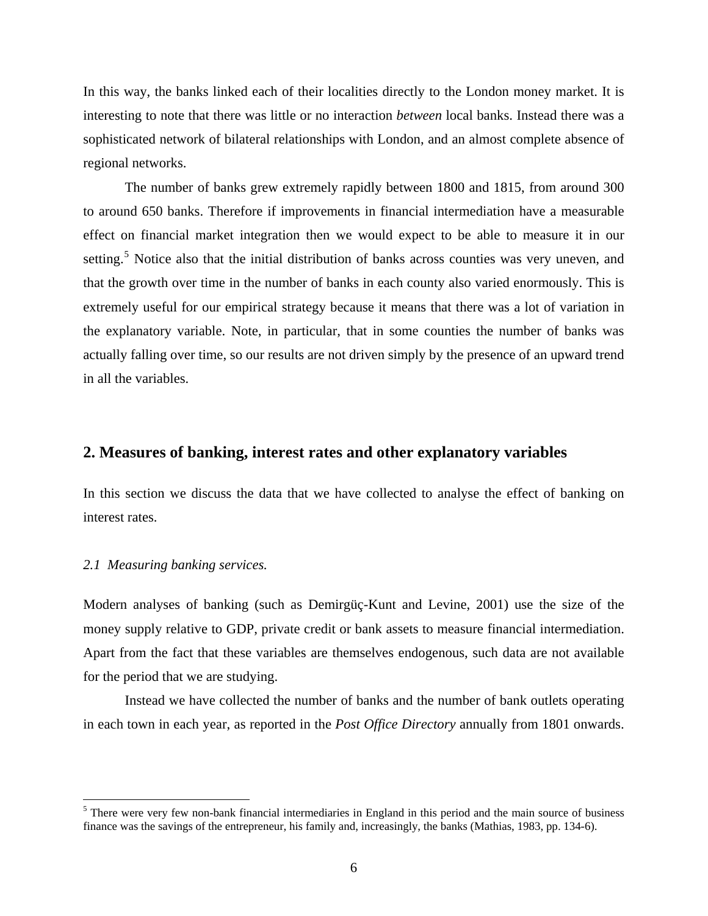In this way, the banks linked each of their localities directly to the London money market. It is interesting to note that there was little or no interaction *between* local banks. Instead there was a sophisticated network of bilateral relationships with London, and an almost complete absence of regional networks.

The number of banks grew extremely rapidly between 1800 and 1815, from around 300 to around 650 banks. Therefore if improvements in financial intermediation have a measurable effect on financial market integration then we would expect to be able to measure it in our setting.[5] Notice also that the initial distribution of banks across counties was very uneven, and that the growth over time in the number of banks in each county also varied enormously. This is extremely useful for our empirical strategy because it means that there was a lot of variation in the explanatory variable. Note, in particular, that in some counties the number of banks was actually falling over time, so our results are not driven simply by the presence of an upward trend in all the variables.

## 2. Measures of banking, interest rates and other explanatory variables

In this section we discuss the data that we have collected to analyse the effect of banking on interest rates.

### *2.1 Measuring banking services.*

Modern analyses of banking (such as Demirgüç-Kunt and Levine, 2001) use the size of the money supply relative to GDP, private credit or bank assets to measure financial intermediation. Apart from the fact that these variables are themselves endogenous, such data are not available for the period that we are studying.

Instead we have collected the number of banks and the number of bank outlets operating in each town in each year, as reported in the *Post Office Directory* annually from 1801 onwards.

---

[5] There were very few non-bank financial intermediaries in England in this period and the main source of business finance was the savings of the entrepreneur, his family and, increasingly, the banks (Mathias, 1983, pp. 134-6).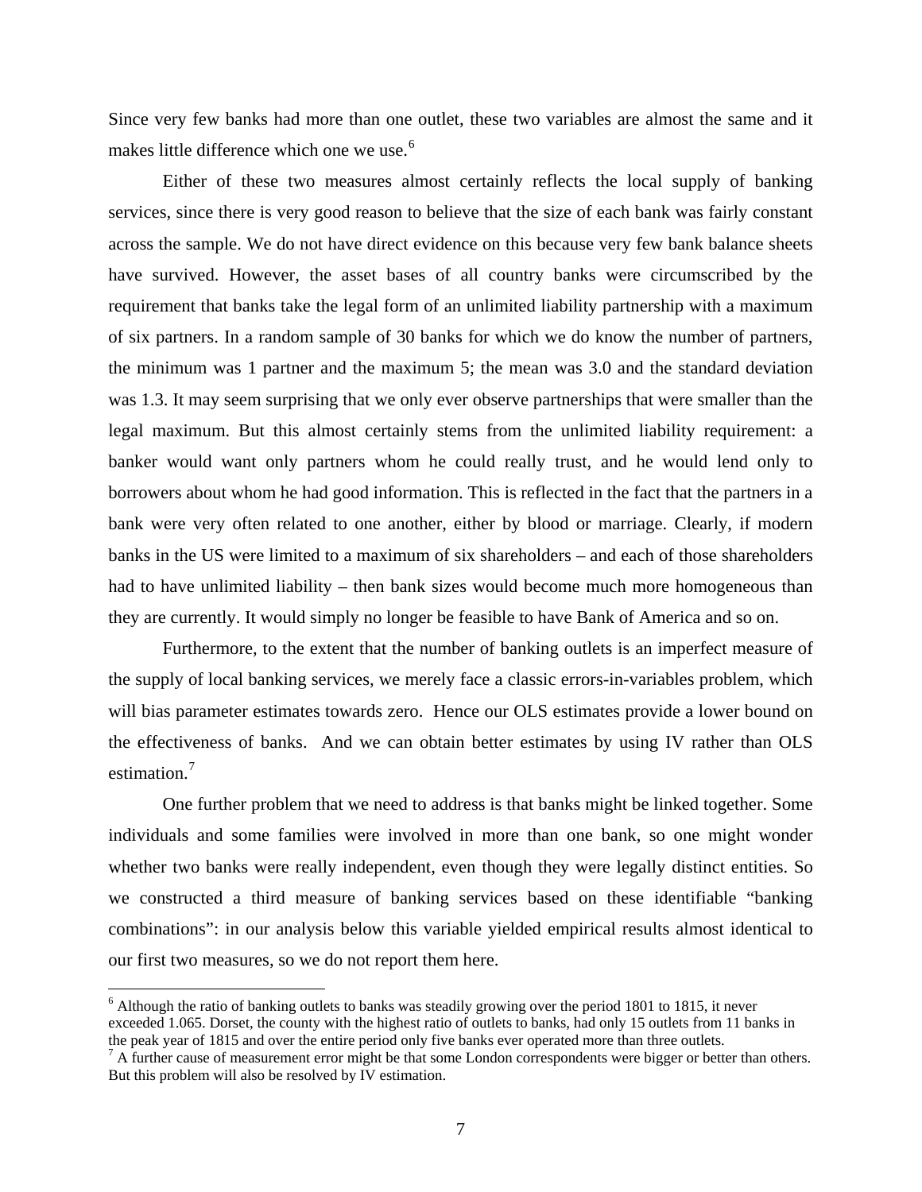Since very few banks had more than one outlet, these two variables are almost the same and it makes little difference which one we use.[6]

Either of these two measures almost certainly reflects the local supply of banking services, since there is very good reason to believe that the size of each bank was fairly constant across the sample. We do not have direct evidence on this because very few bank balance sheets have survived. However, the asset bases of all country banks were circumscribed by the requirement that banks take the legal form of an unlimited liability partnership with a maximum of six partners. In a random sample of 30 banks for which we do know the number of partners, the minimum was 1 partner and the maximum 5; the mean was 3.0 and the standard deviation was 1.3. It may seem surprising that we only ever observe partnerships that were smaller than the legal maximum. But this almost certainly stems from the unlimited liability requirement: a banker would want only partners whom he could really trust, and he would lend only to borrowers about whom he had good information. This is reflected in the fact that the partners in a bank were very often related to one another, either by blood or marriage. Clearly, if modern banks in the US were limited to a maximum of six shareholders – and each of those shareholders had to have unlimited liability – then bank sizes would become much more homogeneous than they are currently. It would simply no longer be feasible to have Bank of America and so on.

Furthermore, to the extent that the number of banking outlets is an imperfect measure of the supply of local banking services, we merely face a classic errors-in-variables problem, which will bias parameter estimates towards zero. Hence our OLS estimates provide a lower bound on the effectiveness of banks. And we can obtain better estimates by using IV rather than OLS estimation.[7]

One further problem that we need to address is that banks might be linked together. Some individuals and some families were involved in more than one bank, so one might wonder whether two banks were really independent, even though they were legally distinct entities. So we constructed a third measure of banking services based on these identifiable "banking combinations": in our analysis below this variable yielded empirical results almost identical to our first two measures, so we do not report them here.

[6] Although the ratio of banking outlets to banks was steadily growing over the period 1801 to 1815, it never exceeded 1.065. Dorset, the county with the highest ratio of outlets to banks, had only 15 outlets from 11 banks in the peak year of 1815 and over the entire period only five banks ever operated more than three outlets.

[7] A further cause of measurement error might be that some London correspondents were bigger or better than others. But this problem will also be resolved by IV estimation.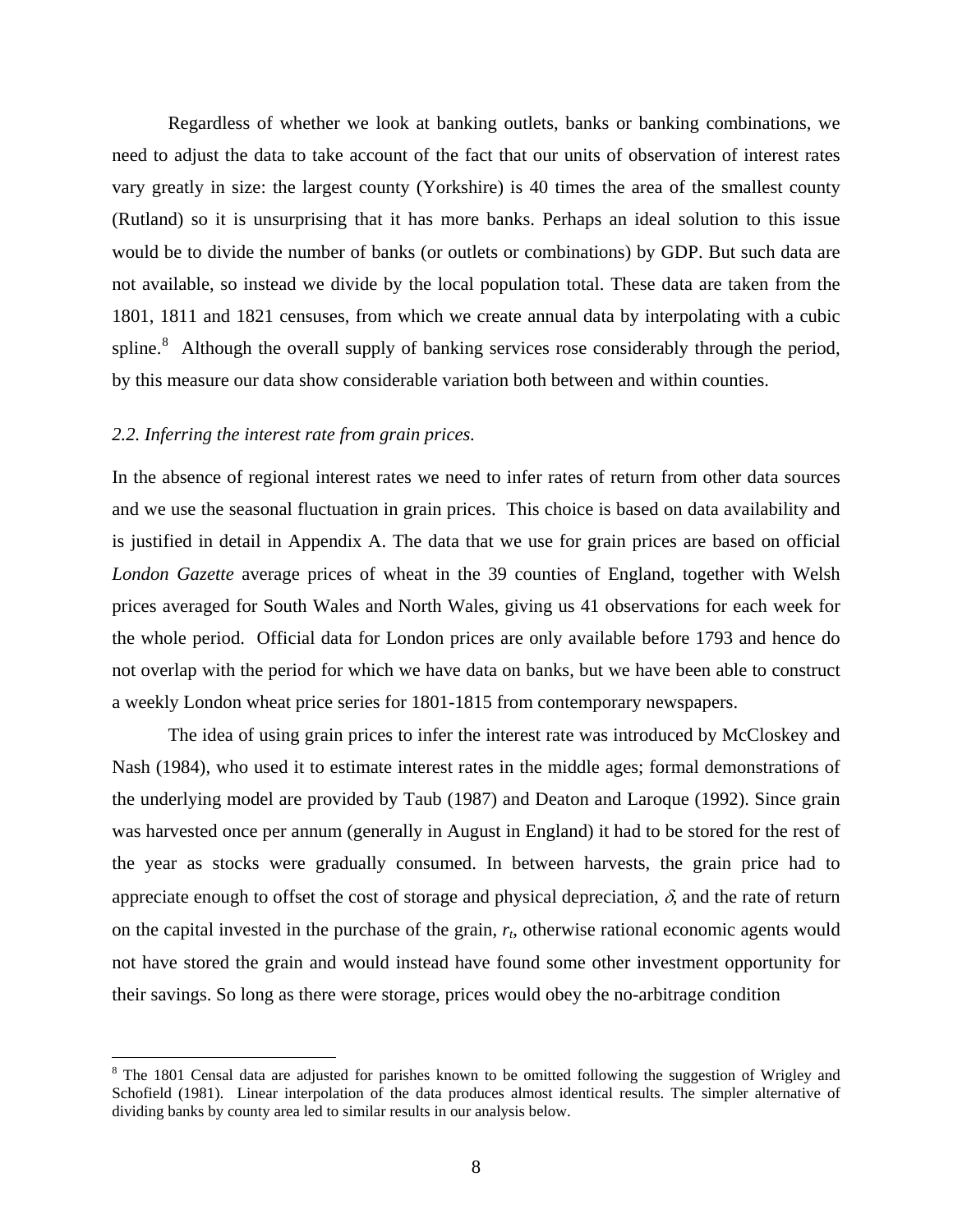Regardless of whether we look at banking outlets, banks or banking combinations, we need to adjust the data to take account of the fact that our units of observation of interest rates vary greatly in size: the largest county (Yorkshire) is 40 times the area of the smallest county (Rutland) so it is unsurprising that it has more banks. Perhaps an ideal solution to this issue would be to divide the number of banks (or outlets or combinations) by GDP. But such data are not available, so instead we divide by the local population total. These data are taken from the 1801, 1811 and 1821 censuses, from which we create annual data by interpolating with a cubic spline.[8] Although the overall supply of banking services rose considerably through the period, by this measure our data show considerable variation both between and within counties.

### *2.2. Inferring the interest rate from grain prices.*

In the absence of regional interest rates we need to infer rates of return from other data sources and we use the seasonal fluctuation in grain prices. This choice is based on data availability and is justified in detail in Appendix A. The data that we use for grain prices are based on official *London Gazette* average prices of wheat in the 39 counties of England, together with Welsh prices averaged for South Wales and North Wales, giving us 41 observations for each week for the whole period. Official data for London prices are only available before 1793 and hence do not overlap with the period for which we have data on banks, but we have been able to construct a weekly London wheat price series for 1801-1815 from contemporary newspapers.

The idea of using grain prices to infer the interest rate was introduced by McCloskey and Nash (1984), who used it to estimate interest rates in the middle ages; formal demonstrations of the underlying model are provided by Taub (1987) and Deaton and Laroque (1992). Since grain was harvested once per annum (generally in August in England) it had to be stored for the rest of the year as stocks were gradually consumed. In between harvests, the grain price had to appreciate enough to offset the cost of storage and physical depreciation, $\delta$, and the rate of return on the capital invested in the purchase of the grain, $r_t$, otherwise rational economic agents would not have stored the grain and would instead have found some other investment opportunity for their savings. So long as there were storage, prices would obey the no-arbitrage condition

---

[8] The 1801 Censal data are adjusted for parishes known to be omitted following the suggestion of Wrigley and Schofield (1981). Linear interpolation of the data produces almost identical results. The simpler alternative of dividing banks by county area led to similar results in our analysis below.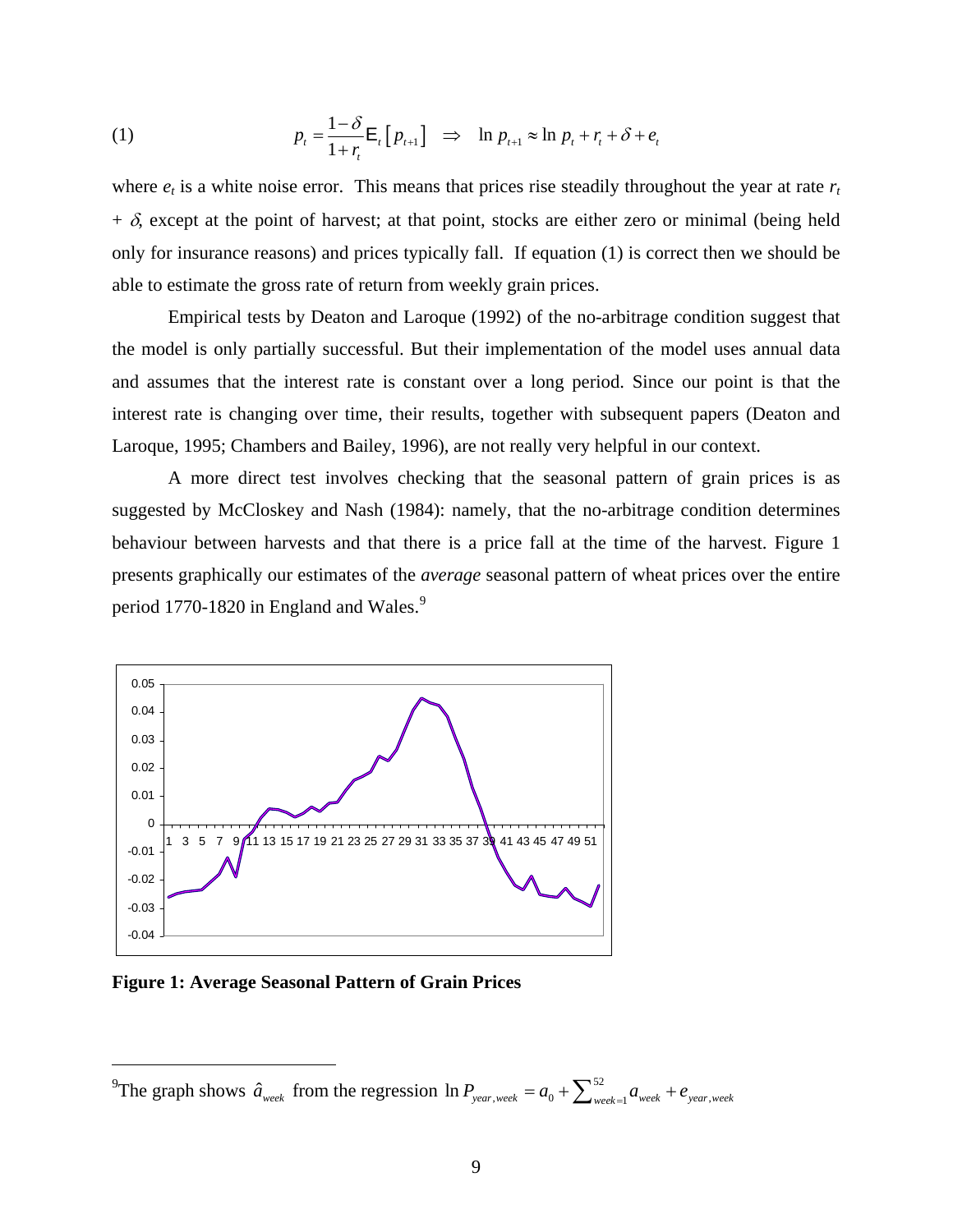$$(1) \qquad p_t = \frac{1-\delta}{1+r_t} \mathrm{E}_t\left[p_{t+1}\right] \quad \Rightarrow \quad \ln p_{t+1} \approx \ln p_t + r_t + \delta + e_t$$

where $e_t$ is a white noise error. This means that prices rise steadily throughout the year at rate $r_t + \delta$, except at the point of harvest; at that point, stocks are either zero or minimal (being held only for insurance reasons) and prices typically fall. If equation (1) is correct then we should be able to estimate the gross rate of return from weekly grain prices.

Empirical tests by Deaton and Laroque (1992) of the no-arbitrage condition suggest that the model is only partially successful. But their implementation of the model uses annual data and assumes that the interest rate is constant over a long period. Since our point is that the interest rate is changing over time, their results, together with subsequent papers (Deaton and Laroque, 1995; Chambers and Bailey, 1996), are not really very helpful in our context.

A more direct test involves checking that the seasonal pattern of grain prices is as suggested by McCloskey and Nash (1984): namely, that the no-arbitrage condition determines behaviour between harvests and that there is a price fall at the time of the harvest. Figure 1 presents graphically our estimates of the *average* seasonal pattern of wheat prices over the entire period 1770-1820 in England and Wales.[9]

**Figure 1: Average Seasonal Pattern of Grain Prices**

[9] The graph shows $\hat{a}_{week}$ from the regression $\ln P_{year,week} = a_0 + \sum_{week=1}^{52} a_{week} + e_{year,week}$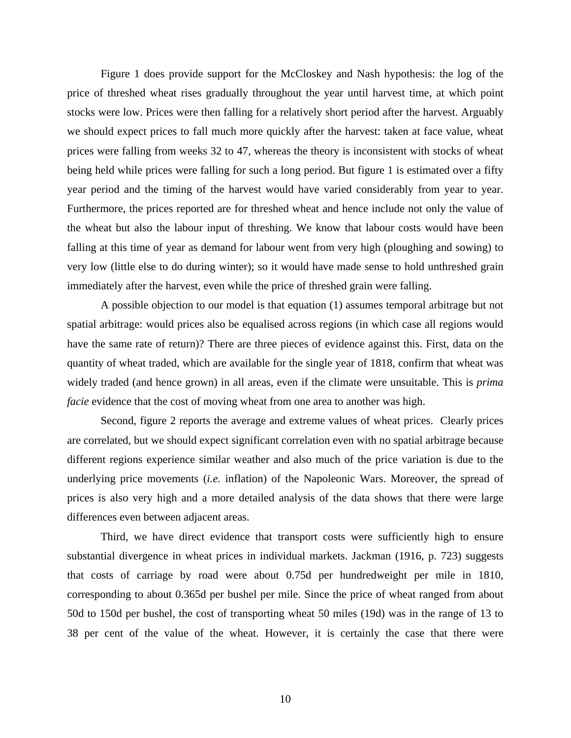Figure 1 does provide support for the McCloskey and Nash hypothesis: the log of the price of threshed wheat rises gradually throughout the year until harvest time, at which point stocks were low. Prices were then falling for a relatively short period after the harvest. Arguably we should expect prices to fall much more quickly after the harvest: taken at face value, wheat prices were falling from weeks 32 to 47, whereas the theory is inconsistent with stocks of wheat being held while prices were falling for such a long period. But figure 1 is estimated over a fifty year period and the timing of the harvest would have varied considerably from year to year. Furthermore, the prices reported are for threshed wheat and hence include not only the value of the wheat but also the labour input of threshing. We know that labour costs would have been falling at this time of year as demand for labour went from very high (ploughing and sowing) to very low (little else to do during winter); so it would have made sense to hold unthreshed grain immediately after the harvest, even while the price of threshed grain were falling.

A possible objection to our model is that equation (1) assumes temporal arbitrage but not spatial arbitrage: would prices also be equalised across regions (in which case all regions would have the same rate of return)? There are three pieces of evidence against this. First, data on the quantity of wheat traded, which are available for the single year of 1818, confirm that wheat was widely traded (and hence grown) in all areas, even if the climate were unsuitable. This is *prima facie* evidence that the cost of moving wheat from one area to another was high.

Second, figure 2 reports the average and extreme values of wheat prices. Clearly prices are correlated, but we should expect significant correlation even with no spatial arbitrage because different regions experience similar weather and also much of the price variation is due to the underlying price movements (*i.e.* inflation) of the Napoleonic Wars. Moreover, the spread of prices is also very high and a more detailed analysis of the data shows that there were large differences even between adjacent areas.

Third, we have direct evidence that transport costs were sufficiently high to ensure substantial divergence in wheat prices in individual markets. Jackman (1916, p. 723) suggests that costs of carriage by road were about 0.75d per hundredweight per mile in 1810, corresponding to about 0.365d per bushel per mile. Since the price of wheat ranged from about 50d to 150d per bushel, the cost of transporting wheat 50 miles (19d) was in the range of 13 to 38 per cent of the value of the wheat. However, it is certainly the case that there were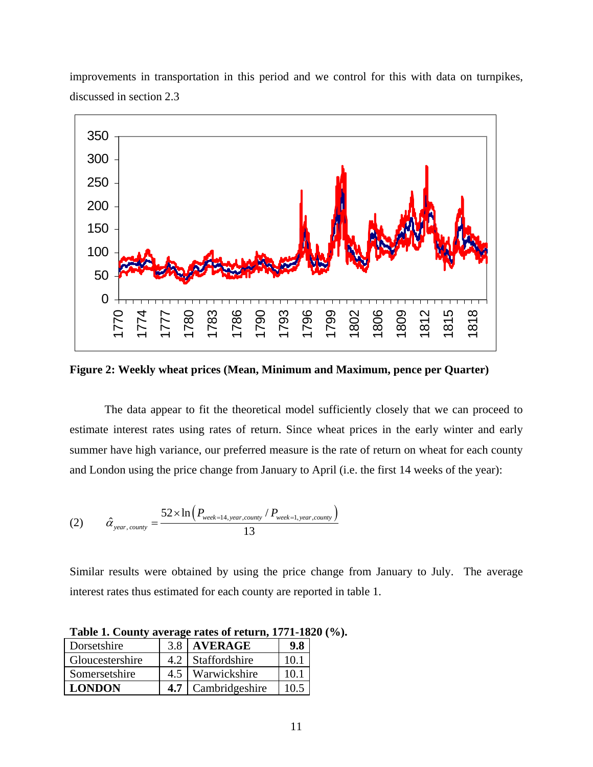improvements in transportation in this period and we control for this with data on turnpikes, discussed in section 2.3

**Figure 2: Weekly wheat prices (Mean, Minimum and Maximum, pence per Quarter)**

The data appear to fit the theoretical model sufficiently closely that we can proceed to estimate interest rates using rates of return. Since wheat prices in the early winter and early summer have high variance, our preferred measure is the rate of return on wheat for each county and London using the price change from January to April (i.e. the first 14 weeks of the year):

$$\text{(2)} \qquad \hat{\alpha}_{year,\,county} = \frac{52 \times \ln\left(P_{week=14,year,county} / P_{week=1,year,county}\right)}{13}$$

Similar results were obtained by using the price change from January to July. The average interest rates thus estimated for each county are reported in table 1.

**Table 1. County average rates of return, 1771-1820 (%).**

| | | | |
|---|---|---|---|
| Dorsetshire | 3.8 | **AVERAGE** | **9.8** |
| Gloucestershire | 4.2 | Staffordshire | 10.1 |
| Somersetshire | 4.5 | Warwickshire | 10.1 |
| **LONDON** | **4.7** | Cambridgeshire | 10.5 |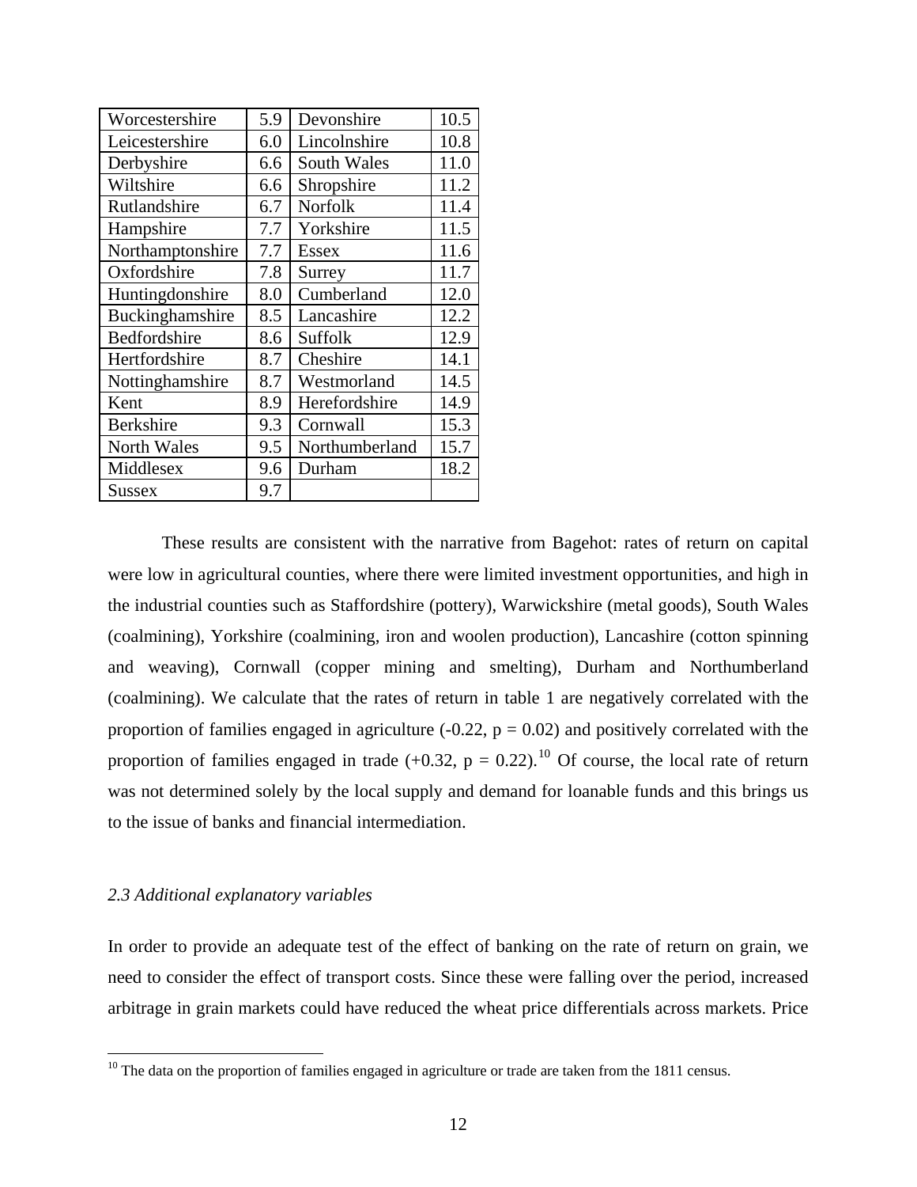| Worcestershire | 5.9 | Devonshire | 10.5 |
|---|---|---|---|
| Leicestershire | 6.0 | Lincolnshire | 10.8 |
| Derbyshire | 6.6 | South Wales | 11.0 |
| Wiltshire | 6.6 | Shropshire | 11.2 |
| Rutlandshire | 6.7 | Norfolk | 11.4 |
| Hampshire | 7.7 | Yorkshire | 11.5 |
| Northamptonshire | 7.7 | Essex | 11.6 |
| Oxfordshire | 7.8 | Surrey | 11.7 |
| Huntingdonshire | 8.0 | Cumberland | 12.0 |
| Buckinghamshire | 8.5 | Lancashire | 12.2 |
| Bedfordshire | 8.6 | Suffolk | 12.9 |
| Hertfordshire | 8.7 | Cheshire | 14.1 |
| Nottinghamshire | 8.7 | Westmorland | 14.5 |
| Kent | 8.9 | Herefordshire | 14.9 |
| Berkshire | 9.3 | Cornwall | 15.3 |
| North Wales | 9.5 | Northumberland | 15.7 |
| Middlesex | 9.6 | Durham | 18.2 |
| Sussex | 9.7 | | |

These results are consistent with the narrative from Bagehot: rates of return on capital were low in agricultural counties, where there were limited investment opportunities, and high in the industrial counties such as Staffordshire (pottery), Warwickshire (metal goods), South Wales (coalmining), Yorkshire (coalmining, iron and woolen production), Lancashire (cotton spinning and weaving), Cornwall (copper mining and smelting), Durham and Northumberland (coalmining). We calculate that the rates of return in table 1 are negatively correlated with the proportion of families engaged in agriculture (-0.22, $p = 0.02$) and positively correlated with the proportion of families engaged in trade (+0.32, $p = 0.22$).[10] Of course, the local rate of return was not determined solely by the local supply and demand for loanable funds and this brings us to the issue of banks and financial intermediation.

### *2.3 Additional explanatory variables*

In order to provide an adequate test of the effect of banking on the rate of return on grain, we need to consider the effect of transport costs. Since these were falling over the period, increased arbitrage in grain markets could have reduced the wheat price differentials across markets. Price

[10] The data on the proportion of families engaged in agriculture or trade are taken from the 1811 census.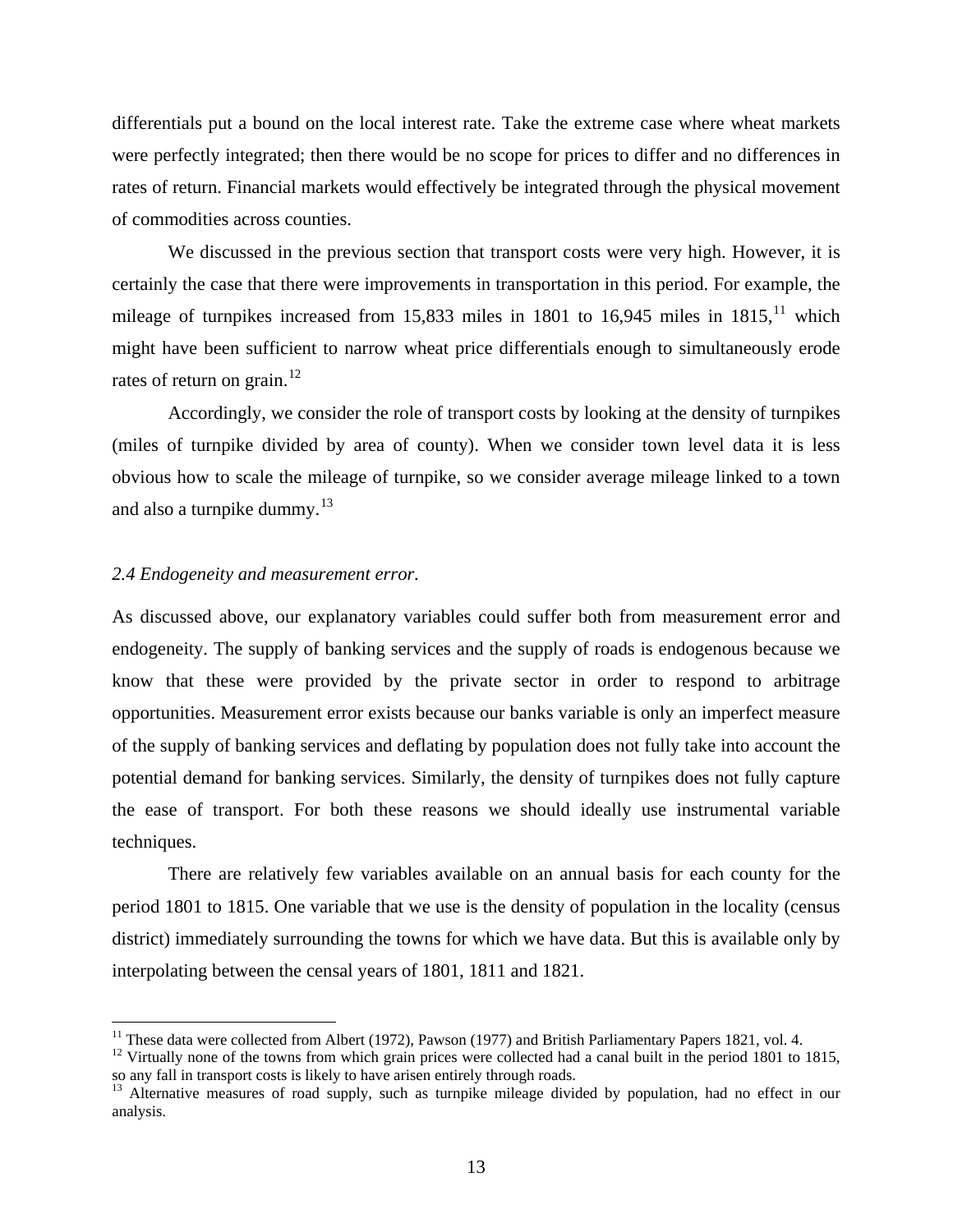differentials put a bound on the local interest rate. Take the extreme case where wheat markets were perfectly integrated; then there would be no scope for prices to differ and no differences in rates of return. Financial markets would effectively be integrated through the physical movement of commodities across counties.

We discussed in the previous section that transport costs were very high. However, it is certainly the case that there were improvements in transportation in this period. For example, the mileage of turnpikes increased from 15,833 miles in 1801 to 16,945 miles in 1815,[11] which might have been sufficient to narrow wheat price differentials enough to simultaneously erode rates of return on grain.[12]

Accordingly, we consider the role of transport costs by looking at the density of turnpikes (miles of turnpike divided by area of county). When we consider town level data it is less obvious how to scale the mileage of turnpike, so we consider average mileage linked to a town and also a turnpike dummy.[13]

### *2.4 Endogeneity and measurement error.*

As discussed above, our explanatory variables could suffer both from measurement error and endogeneity. The supply of banking services and the supply of roads is endogenous because we know that these were provided by the private sector in order to respond to arbitrage opportunities. Measurement error exists because our banks variable is only an imperfect measure of the supply of banking services and deflating by population does not fully take into account the potential demand for banking services. Similarly, the density of turnpikes does not fully capture the ease of transport. For both these reasons we should ideally use instrumental variable techniques.

There are relatively few variables available on an annual basis for each county for the period 1801 to 1815. One variable that we use is the density of population in the locality (census district) immediately surrounding the towns for which we have data. But this is available only by interpolating between the censal years of 1801, 1811 and 1821.

---

[11] These data were collected from Albert (1972), Pawson (1977) and British Parliamentary Papers 1821, vol. 4.

[12] Virtually none of the towns from which grain prices were collected had a canal built in the period 1801 to 1815, so any fall in transport costs is likely to have arisen entirely through roads.

[13] Alternative measures of road supply, such as turnpike mileage divided by population, had no effect in our analysis.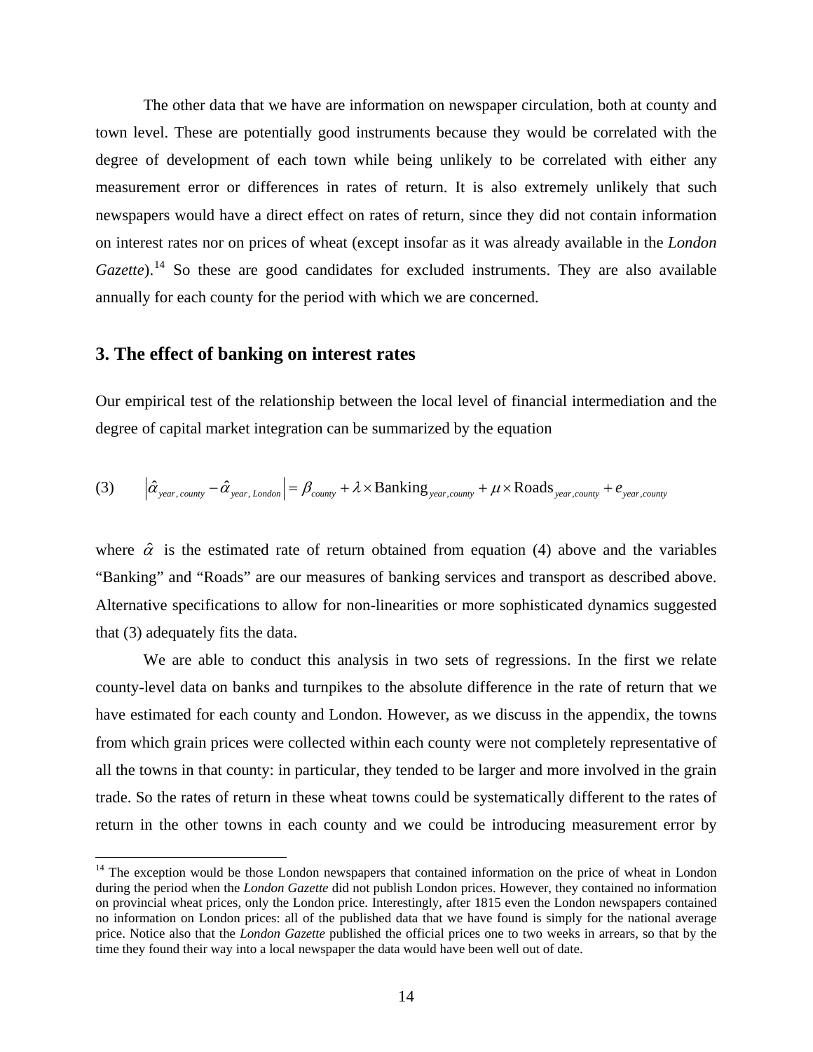The other data that we have are information on newspaper circulation, both at county and town level. These are potentially good instruments because they would be correlated with the degree of development of each town while being unlikely to be correlated with either any measurement error or differences in rates of return. It is also extremely unlikely that such newspapers would have a direct effect on rates of return, since they did not contain information on interest rates nor on prices of wheat (except insofar as it was already available in the *London Gazette*).[14] So these are good candidates for excluded instruments. They are also available annually for each county for the period with which we are concerned.

## 3. The effect of banking on interest rates

Our empirical test of the relationship between the local level of financial intermediation and the degree of capital market integration can be summarized by the equation

$$\text{(3)} \qquad \left|\hat{\alpha}_{year,\,county} - \hat{\alpha}_{year,\,London}\right| = \beta_{county} + \lambda \times \text{Banking}_{year,county} + \mu \times \text{Roads}_{year,county} + e_{year,county}$$

where $\hat{\alpha}$ is the estimated rate of return obtained from equation (4) above and the variables "Banking" and "Roads" are our measures of banking services and transport as described above. Alternative specifications to allow for non-linearities or more sophisticated dynamics suggested that (3) adequately fits the data.

We are able to conduct this analysis in two sets of regressions. In the first we relate county-level data on banks and turnpikes to the absolute difference in the rate of return that we have estimated for each county and London. However, as we discuss in the appendix, the towns from which grain prices were collected within each county were not completely representative of all the towns in that county: in particular, they tended to be larger and more involved in the grain trade. So the rates of return in these wheat towns could be systematically different to the rates of return in the other towns in each county and we could be introducing measurement error by

[14] The exception would be those London newspapers that contained information on the price of wheat in London during the period when the *London Gazette* did not publish London prices. However, they contained no information on provincial wheat prices, only the London price. Interestingly, after 1815 even the London newspapers contained no information on London prices: all of the published data that we have found is simply for the national average price. Notice also that the *London Gazette* published the official prices one to two weeks in arrears, so that by the time they found their way into a local newspaper the data would have been well out of date.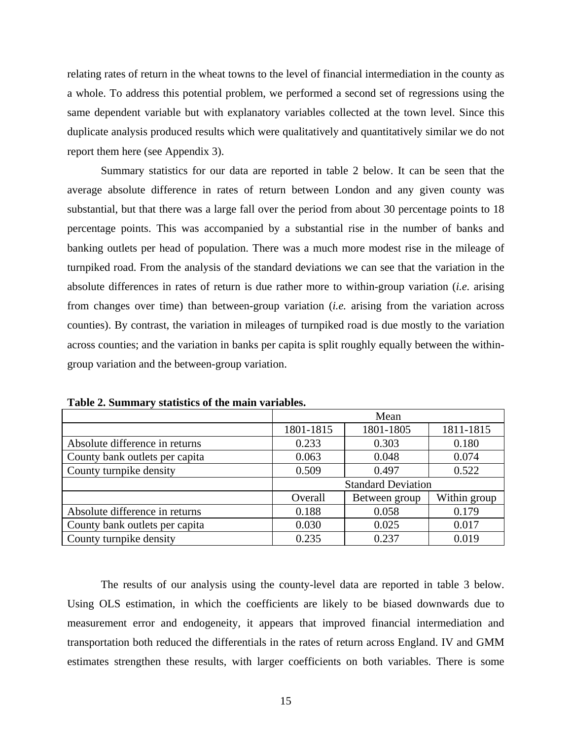relating rates of return in the wheat towns to the level of financial intermediation in the county as a whole. To address this potential problem, we performed a second set of regressions using the same dependent variable but with explanatory variables collected at the town level. Since this duplicate analysis produced results which were qualitatively and quantitatively similar we do not report them here (see Appendix 3).

Summary statistics for our data are reported in table 2 below. It can be seen that the average absolute difference in rates of return between London and any given county was substantial, but that there was a large fall over the period from about 30 percentage points to 18 percentage points. This was accompanied by a substantial rise in the number of banks and banking outlets per head of population. There was a much more modest rise in the mileage of turnpiked road. From the analysis of the standard deviations we can see that the variation in the absolute differences in rates of return is due rather more to within-group variation (*i.e.* arising from changes over time) than between-group variation (*i.e.* arising from the variation across counties). By contrast, the variation in mileages of turnpiked road is due mostly to the variation across counties; and the variation in banks per capita is split roughly equally between the within-group variation and the between-group variation.

**Table 2. Summary statistics of the main variables.**

| | Mean | | |
|---|---|---|---|
| | 1801-1815 | 1801-1805 | 1811-1815 |
| Absolute difference in returns | 0.233 | 0.303 | 0.180 |
| County bank outlets per capita | 0.063 | 0.048 | 0.074 |
| County turnpike density | 0.509 | 0.497 | 0.522 |
| | **Standard Deviation** | | |
| | Overall | Between group | Within group |
| Absolute difference in returns | 0.188 | 0.058 | 0.179 |
| County bank outlets per capita | 0.030 | 0.025 | 0.017 |
| County turnpike density | 0.235 | 0.237 | 0.019 |

The results of our analysis using the county-level data are reported in table 3 below. Using OLS estimation, in which the coefficients are likely to be biased downwards due to measurement error and endogeneity, it appears that improved financial intermediation and transportation both reduced the differentials in the rates of return across England. IV and GMM estimates strengthen these results, with larger coefficients on both variables. There is some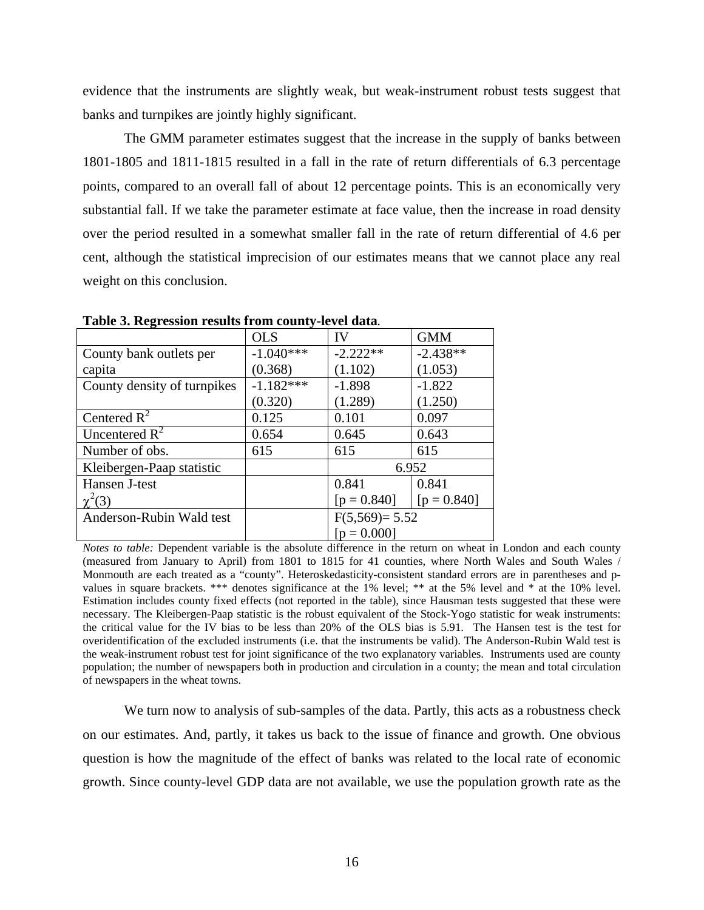evidence that the instruments are slightly weak, but weak-instrument robust tests suggest that banks and turnpikes are jointly highly significant.

The GMM parameter estimates suggest that the increase in the supply of banks between 1801-1805 and 1811-1815 resulted in a fall in the rate of return differentials of 6.3 percentage points, compared to an overall fall of about 12 percentage points. This is an economically very substantial fall. If we take the parameter estimate at face value, then the increase in road density over the period resulted in a somewhat smaller fall in the rate of return differential of 4.6 per cent, although the statistical imprecision of our estimates means that we cannot place any real weight on this conclusion.

**Table 3. Regression results from county-level data.**

| | OLS | IV | GMM |
|---|---|---|---|
| County bank outlets per capita | -1.040*** (0.368) | -2.222** (1.102) | -2.438** (1.053) |
| County density of turnpikes | -1.182*** (0.320) | -1.898 (1.289) | -1.822 (1.250) |
| Centered $R^2$ | 0.125 | 0.101 | 0.097 |
| Uncentered $R^2$ | 0.654 | 0.645 | 0.643 |
| Number of obs. | 615 | 615 | 615 |
| Kleibergen-Paap statistic | | 6.952 | |
| Hansen J-test $\chi^2(3)$ | | 0.841 [p = 0.840] | 0.841 [p = 0.840] |
| Anderson-Rubin Wald test | | $F(5,569)$= 5.52 [p = 0.000] | |

*Notes to table:* Dependent variable is the absolute difference in the return on wheat in London and each county (measured from January to April) from 1801 to 1815 for 41 counties, where North Wales and South Wales / Monmouth are each treated as a "county". Heteroskedasticity-consistent standard errors are in parentheses and p-values in square brackets. *** denotes significance at the 1% level; ** at the 5% level and * at the 10% level. Estimation includes county fixed effects (not reported in the table), since Hausman tests suggested that these were necessary. The Kleibergen-Paap statistic is the robust equivalent of the Stock-Yogo statistic for weak instruments: the critical value for the IV bias to be less than 20% of the OLS bias is 5.91. The Hansen test is the test for overidentification of the excluded instruments (i.e. that the instruments be valid). The Anderson-Rubin Wald test is the weak-instrument robust test for joint significance of the two explanatory variables. Instruments used are county population; the number of newspapers both in production and circulation in a county; the mean and total circulation of newspapers in the wheat towns.

We turn now to analysis of sub-samples of the data. Partly, this acts as a robustness check on our estimates. And, partly, it takes us back to the issue of finance and growth. One obvious question is how the magnitude of the effect of banks was related to the local rate of economic growth. Since county-level GDP data are not available, we use the population growth rate as the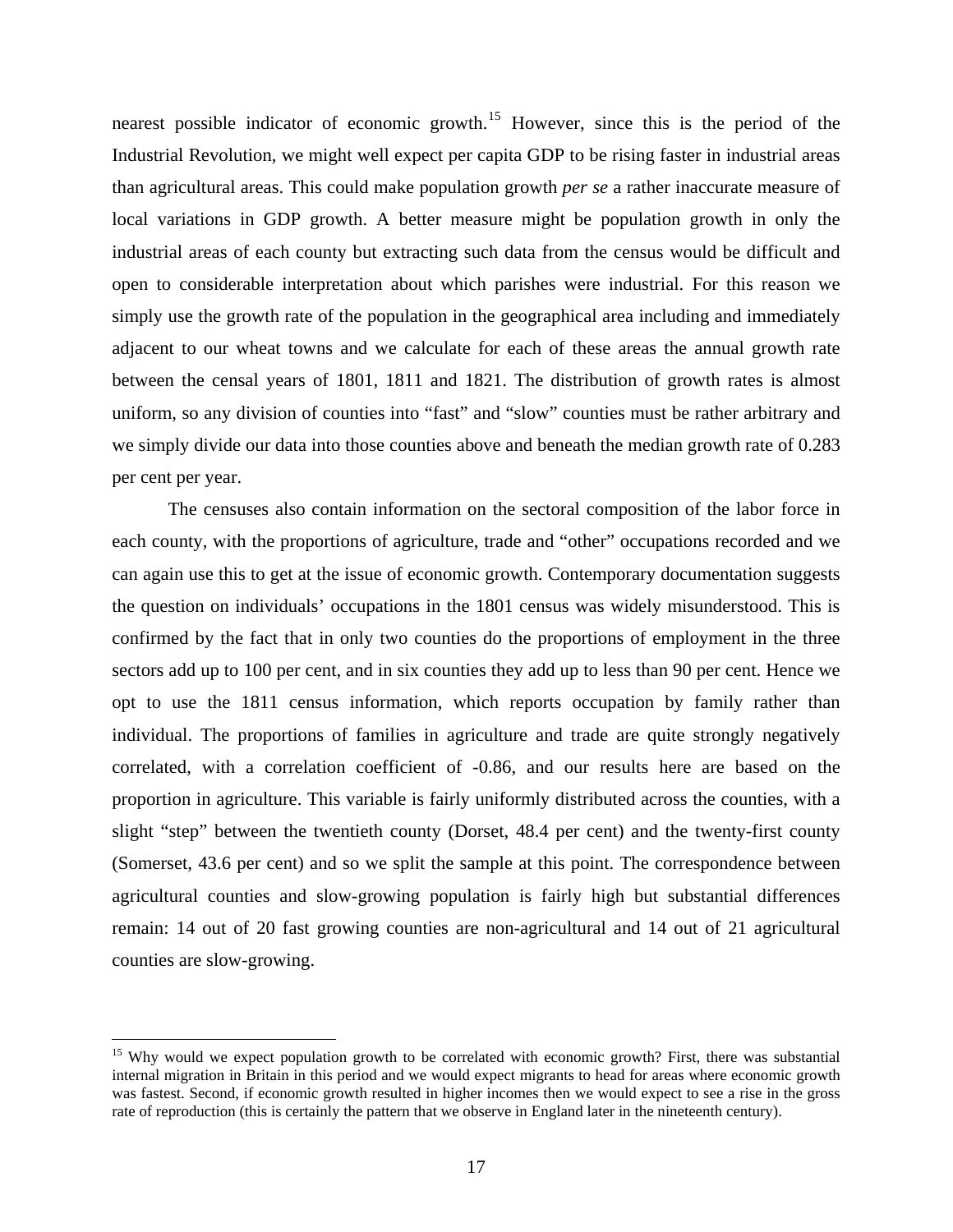nearest possible indicator of economic growth.[15] However, since this is the period of the Industrial Revolution, we might well expect per capita GDP to be rising faster in industrial areas than agricultural areas. This could make population growth *per se* a rather inaccurate measure of local variations in GDP growth. A better measure might be population growth in only the industrial areas of each county but extracting such data from the census would be difficult and open to considerable interpretation about which parishes were industrial. For this reason we simply use the growth rate of the population in the geographical area including and immediately adjacent to our wheat towns and we calculate for each of these areas the annual growth rate between the censal years of 1801, 1811 and 1821. The distribution of growth rates is almost uniform, so any division of counties into "fast" and "slow" counties must be rather arbitrary and we simply divide our data into those counties above and beneath the median growth rate of 0.283 per cent per year.

The censuses also contain information on the sectoral composition of the labor force in each county, with the proportions of agriculture, trade and "other" occupations recorded and we can again use this to get at the issue of economic growth. Contemporary documentation suggests the question on individuals' occupations in the 1801 census was widely misunderstood. This is confirmed by the fact that in only two counties do the proportions of employment in the three sectors add up to 100 per cent, and in six counties they add up to less than 90 per cent. Hence we opt to use the 1811 census information, which reports occupation by family rather than individual. The proportions of families in agriculture and trade are quite strongly negatively correlated, with a correlation coefficient of -0.86, and our results here are based on the proportion in agriculture. This variable is fairly uniformly distributed across the counties, with a slight "step" between the twentieth county (Dorset, 48.4 per cent) and the twenty-first county (Somerset, 43.6 per cent) and so we split the sample at this point. The correspondence between agricultural counties and slow-growing population is fairly high but substantial differences remain: 14 out of 20 fast growing counties are non-agricultural and 14 out of 21 agricultural counties are slow-growing.

---

[15] Why would we expect population growth to be correlated with economic growth? First, there was substantial internal migration in Britain in this period and we would expect migrants to head for areas where economic growth was fastest. Second, if economic growth resulted in higher incomes then we would expect to see a rise in the gross rate of reproduction (this is certainly the pattern that we observe in England later in the nineteenth century).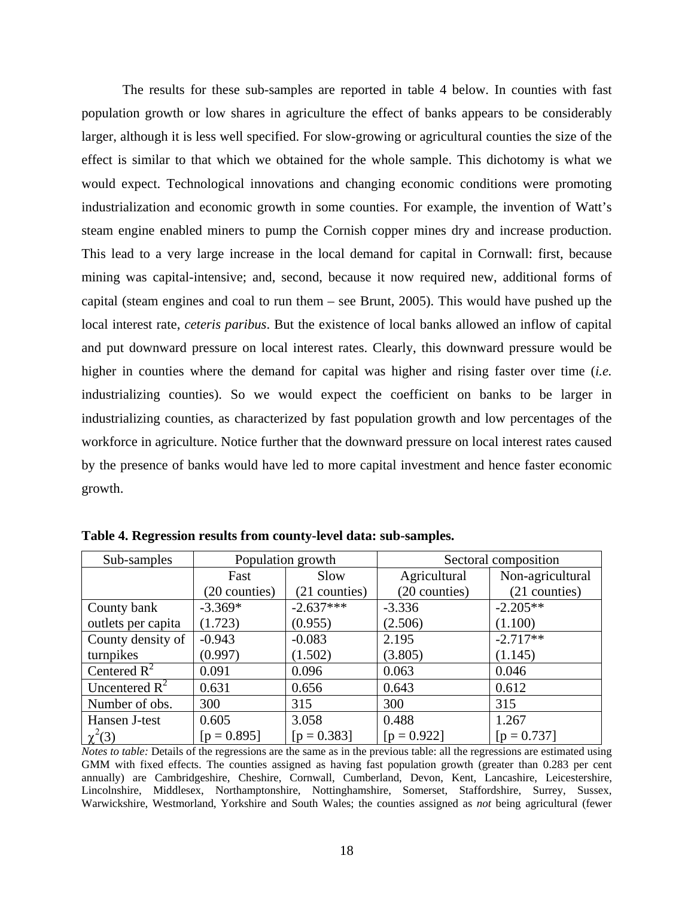The results for these sub-samples are reported in table 4 below. In counties with fast population growth or low shares in agriculture the effect of banks appears to be considerably larger, although it is less well specified. For slow-growing or agricultural counties the size of the effect is similar to that which we obtained for the whole sample. This dichotomy is what we would expect. Technological innovations and changing economic conditions were promoting industrialization and economic growth in some counties. For example, the invention of Watt's steam engine enabled miners to pump the Cornish copper mines dry and increase production. This lead to a very large increase in the local demand for capital in Cornwall: first, because mining was capital-intensive; and, second, because it now required new, additional forms of capital (steam engines and coal to run them – see Brunt, 2005). This would have pushed up the local interest rate, *ceteris paribus*. But the existence of local banks allowed an inflow of capital and put downward pressure on local interest rates. Clearly, this downward pressure would be higher in counties where the demand for capital was higher and rising faster over time (*i.e.* industrializing counties). So we would expect the coefficient on banks to be larger in industrializing counties, as characterized by fast population growth and low percentages of the workforce in agriculture. Notice further that the downward pressure on local interest rates caused by the presence of banks would have led to more capital investment and hence faster economic growth.

**Table 4. Regression results from county-level data: sub-samples.**

| Sub-samples | Population growth | | Sectoral composition | |
|---|---|---|---|---|
| | Fast (20 counties) | Slow (21 counties) | Agricultural (20 counties) | Non-agricultural (21 counties) |
| County bank outlets per capita | -3.369* (1.723) | -2.637*** (0.955) | -3.336 (2.506) | -2.205** (1.100) |
| County density of turnpikes | -0.943 (0.997) | -0.083 (1.502) | 2.195 (3.805) | -2.717** (1.145) |
| Centered $R^2$ | 0.091 | 0.096 | 0.063 | 0.046 |
| Uncentered $R^2$ | 0.631 | 0.656 | 0.643 | 0.612 |
| Number of obs. | 300 | 315 | 300 | 315 |
| Hansen J-test $\chi^2(3)$ | 0.605 [p = 0.895] | 3.058 [p = 0.383] | 0.488 [p = 0.922] | 1.267 [p = 0.737] |

*Notes to table:* Details of the regressions are the same as in the previous table: all the regressions are estimated using GMM with fixed effects. The counties assigned as having fast population growth (greater than 0.283 per cent annually) are Cambridgeshire, Cheshire, Cornwall, Cumberland, Devon, Kent, Lancashire, Leicestershire, Lincolnshire, Middlesex, Northamptonshire, Nottinghamshire, Somerset, Staffordshire, Surrey, Sussex, Warwickshire, Westmorland, Yorkshire and South Wales; the counties assigned as *not* being agricultural (fewer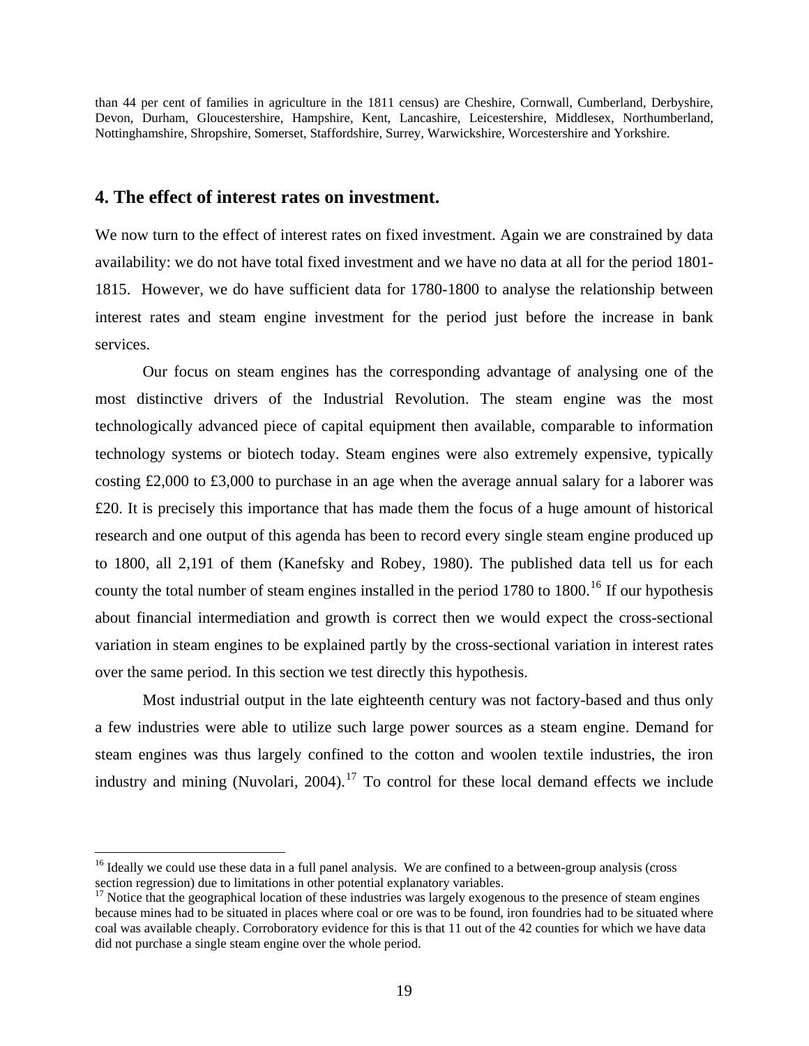than 44 per cent of families in agriculture in the 1811 census) are Cheshire, Cornwall, Cumberland, Derbyshire, Devon, Durham, Gloucestershire, Hampshire, Kent, Lancashire, Leicestershire, Middlesex, Northumberland, Nottinghamshire, Shropshire, Somerset, Staffordshire, Surrey, Warwickshire, Worcestershire and Yorkshire.

## 4. The effect of interest rates on investment.

We now turn to the effect of interest rates on fixed investment. Again we are constrained by data availability: we do not have total fixed investment and we have no data at all for the period 1801-1815. However, we do have sufficient data for 1780-1800 to analyse the relationship between interest rates and steam engine investment for the period just before the increase in bank services.

Our focus on steam engines has the corresponding advantage of analysing one of the most distinctive drivers of the Industrial Revolution. The steam engine was the most technologically advanced piece of capital equipment then available, comparable to information technology systems or biotech today. Steam engines were also extremely expensive, typically costing £2,000 to £3,000 to purchase in an age when the average annual salary for a laborer was £20. It is precisely this importance that has made them the focus of a huge amount of historical research and one output of this agenda has been to record every single steam engine produced up to 1800, all 2,191 of them (Kanefsky and Robey, 1980). The published data tell us for each county the total number of steam engines installed in the period 1780 to 1800.[16] If our hypothesis about financial intermediation and growth is correct then we would expect the cross-sectional variation in steam engines to be explained partly by the cross-sectional variation in interest rates over the same period. In this section we test directly this hypothesis.

Most industrial output in the late eighteenth century was not factory-based and thus only a few industries were able to utilize such large power sources as a steam engine. Demand for steam engines was thus largely confined to the cotton and woolen textile industries, the iron industry and mining (Nuvolari, 2004).[17] To control for these local demand effects we include

[16] Ideally we could use these data in a full panel analysis. We are confined to a between-group analysis (cross section regression) due to limitations in other potential explanatory variables.

[17] Notice that the geographical location of these industries was largely exogenous to the presence of steam engines because mines had to be situated in places where coal or ore was to be found, iron foundries had to be situated where coal was available cheaply. Corroboratory evidence for this is that 11 out of the 42 counties for which we have data did not purchase a single steam engine over the whole period.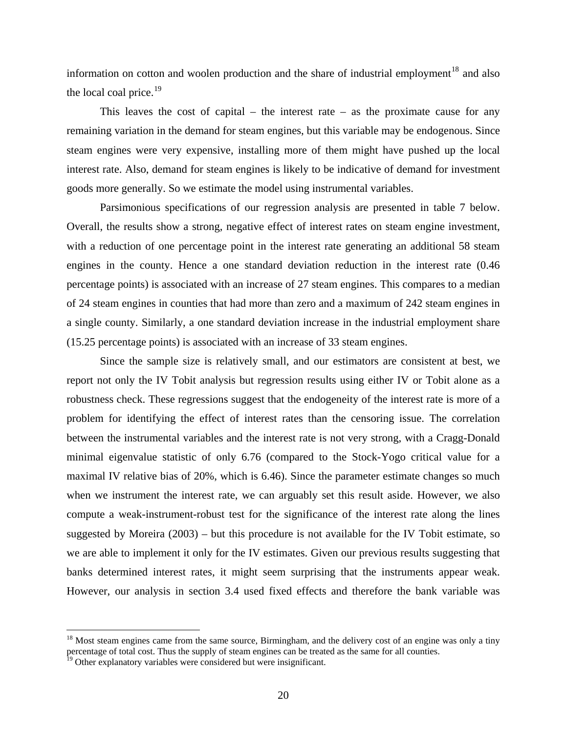information on cotton and woolen production and the share of industrial employment[18] and also the local coal price.[19]

This leaves the cost of capital – the interest rate – as the proximate cause for any remaining variation in the demand for steam engines, but this variable may be endogenous. Since steam engines were very expensive, installing more of them might have pushed up the local interest rate. Also, demand for steam engines is likely to be indicative of demand for investment goods more generally. So we estimate the model using instrumental variables.

Parsimonious specifications of our regression analysis are presented in table 7 below. Overall, the results show a strong, negative effect of interest rates on steam engine investment, with a reduction of one percentage point in the interest rate generating an additional 58 steam engines in the county. Hence a one standard deviation reduction in the interest rate (0.46 percentage points) is associated with an increase of 27 steam engines. This compares to a median of 24 steam engines in counties that had more than zero and a maximum of 242 steam engines in a single county. Similarly, a one standard deviation increase in the industrial employment share (15.25 percentage points) is associated with an increase of 33 steam engines.

Since the sample size is relatively small, and our estimators are consistent at best, we report not only the IV Tobit analysis but regression results using either IV or Tobit alone as a robustness check. These regressions suggest that the endogeneity of the interest rate is more of a problem for identifying the effect of interest rates than the censoring issue. The correlation between the instrumental variables and the interest rate is not very strong, with a Cragg-Donald minimal eigenvalue statistic of only 6.76 (compared to the Stock-Yogo critical value for a maximal IV relative bias of 20%, which is 6.46). Since the parameter estimate changes so much when we instrument the interest rate, we can arguably set this result aside. However, we also compute a weak-instrument-robust test for the significance of the interest rate along the lines suggested by Moreira (2003) – but this procedure is not available for the IV Tobit estimate, so we are able to implement it only for the IV estimates. Given our previous results suggesting that banks determined interest rates, it might seem surprising that the instruments appear weak. However, our analysis in section 3.4 used fixed effects and therefore the bank variable was

[18] Most steam engines came from the same source, Birmingham, and the delivery cost of an engine was only a tiny percentage of total cost. Thus the supply of steam engines can be treated as the same for all counties.

[19] Other explanatory variables were considered but were insignificant.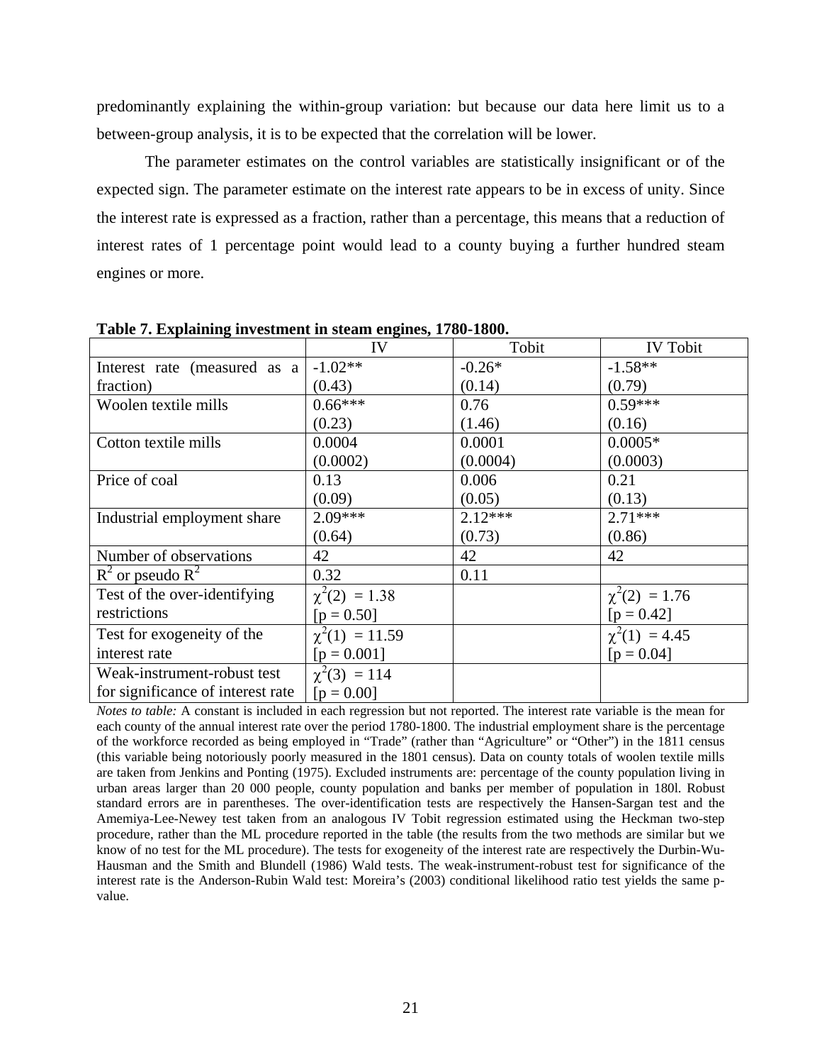predominantly explaining the within-group variation: but because our data here limit us to a between-group analysis, it is to be expected that the correlation will be lower.

The parameter estimates on the control variables are statistically insignificant or of the expected sign. The parameter estimate on the interest rate appears to be in excess of unity. Since the interest rate is expressed as a fraction, rather than a percentage, this means that a reduction of interest rates of 1 percentage point would lead to a county buying a further hundred steam engines or more.

**Table 7. Explaining investment in steam engines, 1780-1800.**

| | IV | Tobit | IV Tobit |
|---|---|---|---|
| Interest rate (measured as a fraction) | -1.02** (0.43) | -0.26* (0.14) | -1.58** (0.79) |
| Woolen textile mills | 0.66*** (0.23) | 0.76 (1.46) | 0.59*** (0.16) |
| Cotton textile mills | 0.0004 (0.0002) | 0.0001 (0.0004) | 0.0005* (0.0003) |
| Price of coal | 0.13 (0.09) | 0.006 (0.05) | 0.21 (0.13) |
| Industrial employment share | 2.09*** (0.64) | 2.12*** (0.73) | 2.71*** (0.86) |
| Number of observations | 42 | 42 | 42 |
| $R^2$ or pseudo $R^2$ | 0.32 | 0.11 | |
| Test of the over-identifying restrictions | $\chi^2(2) = 1.38$ [p = 0.50] | | $\chi^2(2) = 1.76$ [p = 0.42] |
| Test for exogeneity of the interest rate | $\chi^2(1) = 11.59$ [p = 0.001] | | $\chi^2(1) = 4.45$ [p = 0.04] |
| Weak-instrument-robust test for significance of interest rate | $\chi^2(3) = 114$ [p = 0.00] | | |

*Notes to table:* A constant is included in each regression but not reported. The interest rate variable is the mean for each county of the annual interest rate over the period 1780-1800. The industrial employment share is the percentage of the workforce recorded as being employed in "Trade" (rather than "Agriculture" or "Other") in the 1811 census (this variable being notoriously poorly measured in the 1801 census). Data on county totals of woolen textile mills are taken from Jenkins and Ponting (1975). Excluded instruments are: percentage of the county population living in urban areas larger than 20 000 people, county population and banks per member of population in 180l. Robust standard errors are in parentheses. The over-identification tests are respectively the Hansen-Sargan test and the Amemiya-Lee-Newey test taken from an analogous IV Tobit regression estimated using the Heckman two-step procedure, rather than the ML procedure reported in the table (the results from the two methods are similar but we know of no test for the ML procedure). The tests for exogeneity of the interest rate are respectively the Durbin-Wu-Hausman and the Smith and Blundell (1986) Wald tests. The weak-instrument-robust test for significance of the interest rate is the Anderson-Rubin Wald test: Moreira's (2003) conditional likelihood ratio test yields the same p-value.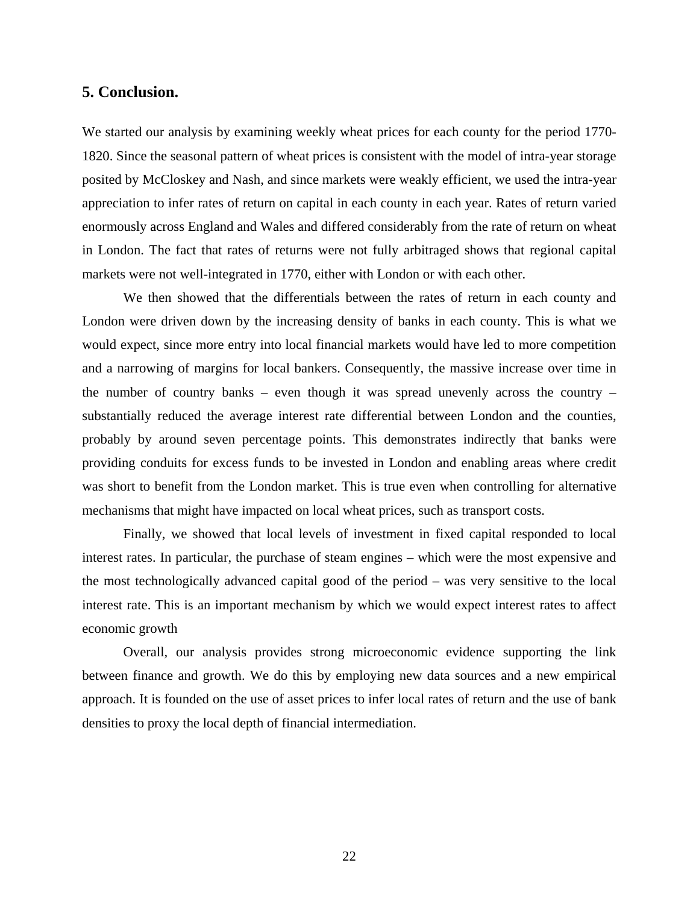## 5. Conclusion.

We started our analysis by examining weekly wheat prices for each county for the period 1770-1820. Since the seasonal pattern of wheat prices is consistent with the model of intra-year storage posited by McCloskey and Nash, and since markets were weakly efficient, we used the intra-year appreciation to infer rates of return on capital in each county in each year. Rates of return varied enormously across England and Wales and differed considerably from the rate of return on wheat in London. The fact that rates of returns were not fully arbitraged shows that regional capital markets were not well-integrated in 1770, either with London or with each other.

We then showed that the differentials between the rates of return in each county and London were driven down by the increasing density of banks in each county. This is what we would expect, since more entry into local financial markets would have led to more competition and a narrowing of margins for local bankers. Consequently, the massive increase over time in the number of country banks – even though it was spread unevenly across the country – substantially reduced the average interest rate differential between London and the counties, probably by around seven percentage points. This demonstrates indirectly that banks were providing conduits for excess funds to be invested in London and enabling areas where credit was short to benefit from the London market. This is true even when controlling for alternative mechanisms that might have impacted on local wheat prices, such as transport costs.

Finally, we showed that local levels of investment in fixed capital responded to local interest rates. In particular, the purchase of steam engines – which were the most expensive and the most technologically advanced capital good of the period – was very sensitive to the local interest rate. This is an important mechanism by which we would expect interest rates to affect economic growth

Overall, our analysis provides strong microeconomic evidence supporting the link between finance and growth. We do this by employing new data sources and a new empirical approach. It is founded on the use of asset prices to infer local rates of return and the use of bank densities to proxy the local depth of financial intermediation.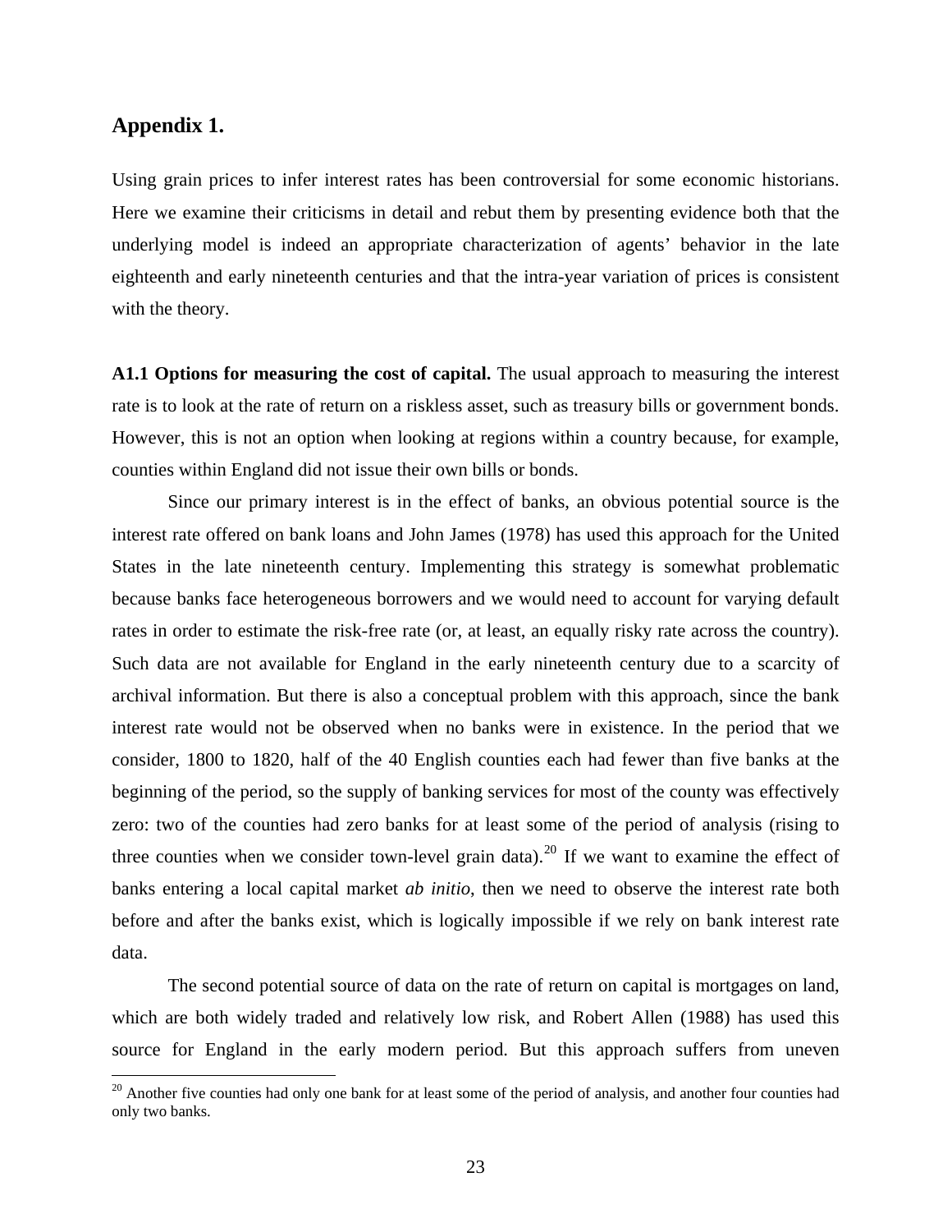## Appendix 1.

Using grain prices to infer interest rates has been controversial for some economic historians. Here we examine their criticisms in detail and rebut them by presenting evidence both that the underlying model is indeed an appropriate characterization of agents' behavior in the late eighteenth and early nineteenth centuries and that the intra-year variation of prices is consistent with the theory.

**A1.1 Options for measuring the cost of capital.** The usual approach to measuring the interest rate is to look at the rate of return on a riskless asset, such as treasury bills or government bonds. However, this is not an option when looking at regions within a country because, for example, counties within England did not issue their own bills or bonds.

Since our primary interest is in the effect of banks, an obvious potential source is the interest rate offered on bank loans and John James (1978) has used this approach for the United States in the late nineteenth century. Implementing this strategy is somewhat problematic because banks face heterogeneous borrowers and we would need to account for varying default rates in order to estimate the risk-free rate (or, at least, an equally risky rate across the country). Such data are not available for England in the early nineteenth century due to a scarcity of archival information. But there is also a conceptual problem with this approach, since the bank interest rate would not be observed when no banks were in existence. In the period that we consider, 1800 to 1820, half of the 40 English counties each had fewer than five banks at the beginning of the period, so the supply of banking services for most of the county was effectively zero: two of the counties had zero banks for at least some of the period of analysis (rising to three counties when we consider town-level grain data).[20] If we want to examine the effect of banks entering a local capital market *ab initio*, then we need to observe the interest rate both before and after the banks exist, which is logically impossible if we rely on bank interest rate data.

The second potential source of data on the rate of return on capital is mortgages on land, which are both widely traded and relatively low risk, and Robert Allen (1988) has used this source for England in the early modern period. But this approach suffers from uneven

[20] Another five counties had only one bank for at least some of the period of analysis, and another four counties had only two banks.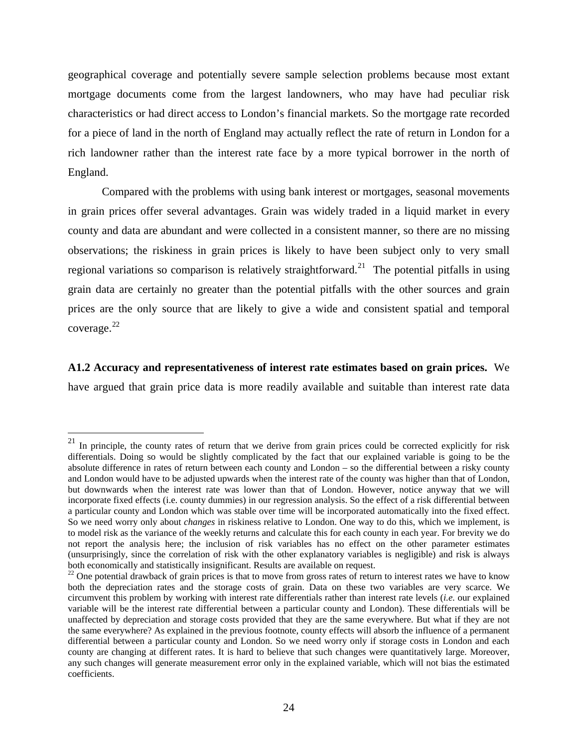geographical coverage and potentially severe sample selection problems because most extant mortgage documents come from the largest landowners, who may have had peculiar risk characteristics or had direct access to London's financial markets. So the mortgage rate recorded for a piece of land in the north of England may actually reflect the rate of return in London for a rich landowner rather than the interest rate face by a more typical borrower in the north of England.

Compared with the problems with using bank interest or mortgages, seasonal movements in grain prices offer several advantages. Grain was widely traded in a liquid market in every county and data are abundant and were collected in a consistent manner, so there are no missing observations; the riskiness in grain prices is likely to have been subject only to very small regional variations so comparison is relatively straightforward.[21] The potential pitfalls in using grain data are certainly no greater than the potential pitfalls with the other sources and grain prices are the only source that are likely to give a wide and consistent spatial and temporal coverage.[22]

**A1.2 Accuracy and representativeness of interest rate estimates based on grain prices.** We have argued that grain price data is more readily available and suitable than interest rate data

---

[21] In principle, the county rates of return that we derive from grain prices could be corrected explicitly for risk differentials. Doing so would be slightly complicated by the fact that our explained variable is going to be the absolute difference in rates of return between each county and London – so the differential between a risky county and London would have to be adjusted upwards when the interest rate of the county was higher than that of London, but downwards when the interest rate was lower than that of London. However, notice anyway that we will incorporate fixed effects (i.e. county dummies) in our regression analysis. So the effect of a risk differential between a particular county and London which was stable over time will be incorporated automatically into the fixed effect. So we need worry only about *changes* in riskiness relative to London. One way to do this, which we implement, is to model risk as the variance of the weekly returns and calculate this for each county in each year. For brevity we do not report the analysis here; the inclusion of risk variables has no effect on the other parameter estimates (unsurprisingly, since the correlation of risk with the other explanatory variables is negligible) and risk is always both economically and statistically insignificant. Results are available on request.

[22] One potential drawback of grain prices is that to move from gross rates of return to interest rates we have to know both the depreciation rates and the storage costs of grain. Data on these two variables are very scarce. We circumvent this problem by working with interest rate differentials rather than interest rate levels (*i.e.* our explained variable will be the interest rate differential between a particular county and London). These differentials will be unaffected by depreciation and storage costs provided that they are the same everywhere. But what if they are not the same everywhere? As explained in the previous footnote, county effects will absorb the influence of a permanent differential between a particular county and London. So we need worry only if storage costs in London and each county are changing at different rates. It is hard to believe that such changes were quantitatively large. Moreover, any such changes will generate measurement error only in the explained variable, which will not bias the estimated coefficients.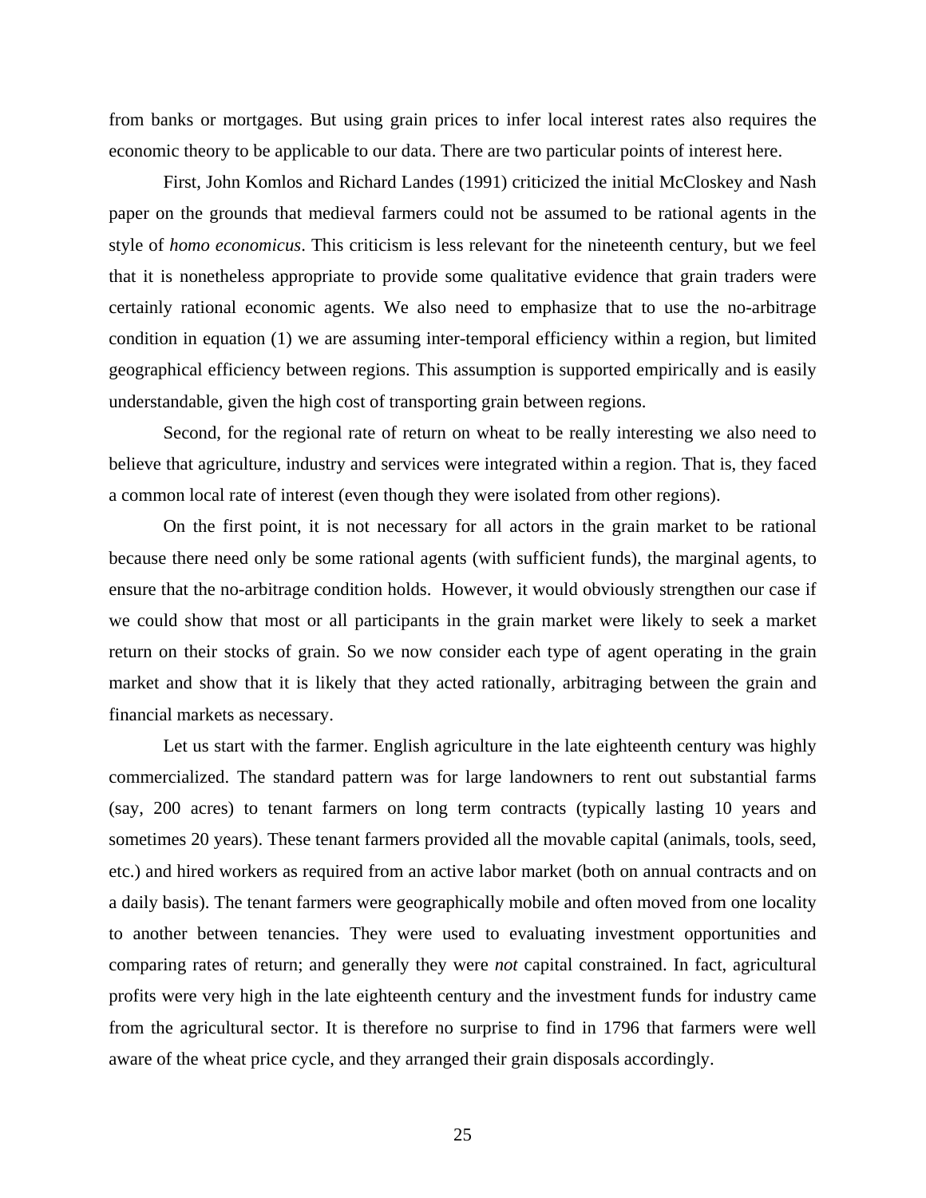from banks or mortgages. But using grain prices to infer local interest rates also requires the economic theory to be applicable to our data. There are two particular points of interest here.

First, John Komlos and Richard Landes (1991) criticized the initial McCloskey and Nash paper on the grounds that medieval farmers could not be assumed to be rational agents in the style of *homo economicus*. This criticism is less relevant for the nineteenth century, but we feel that it is nonetheless appropriate to provide some qualitative evidence that grain traders were certainly rational economic agents. We also need to emphasize that to use the no-arbitrage condition in equation (1) we are assuming inter-temporal efficiency within a region, but limited geographical efficiency between regions. This assumption is supported empirically and is easily understandable, given the high cost of transporting grain between regions.

Second, for the regional rate of return on wheat to be really interesting we also need to believe that agriculture, industry and services were integrated within a region. That is, they faced a common local rate of interest (even though they were isolated from other regions).

On the first point, it is not necessary for all actors in the grain market to be rational because there need only be some rational agents (with sufficient funds), the marginal agents, to ensure that the no-arbitrage condition holds. However, it would obviously strengthen our case if we could show that most or all participants in the grain market were likely to seek a market return on their stocks of grain. So we now consider each type of agent operating in the grain market and show that it is likely that they acted rationally, arbitraging between the grain and financial markets as necessary.

Let us start with the farmer. English agriculture in the late eighteenth century was highly commercialized. The standard pattern was for large landowners to rent out substantial farms (say, 200 acres) to tenant farmers on long term contracts (typically lasting 10 years and sometimes 20 years). These tenant farmers provided all the movable capital (animals, tools, seed, etc.) and hired workers as required from an active labor market (both on annual contracts and on a daily basis). The tenant farmers were geographically mobile and often moved from one locality to another between tenancies. They were used to evaluating investment opportunities and comparing rates of return; and generally they were *not* capital constrained. In fact, agricultural profits were very high in the late eighteenth century and the investment funds for industry came from the agricultural sector. It is therefore no surprise to find in 1796 that farmers were well aware of the wheat price cycle, and they arranged their grain disposals accordingly.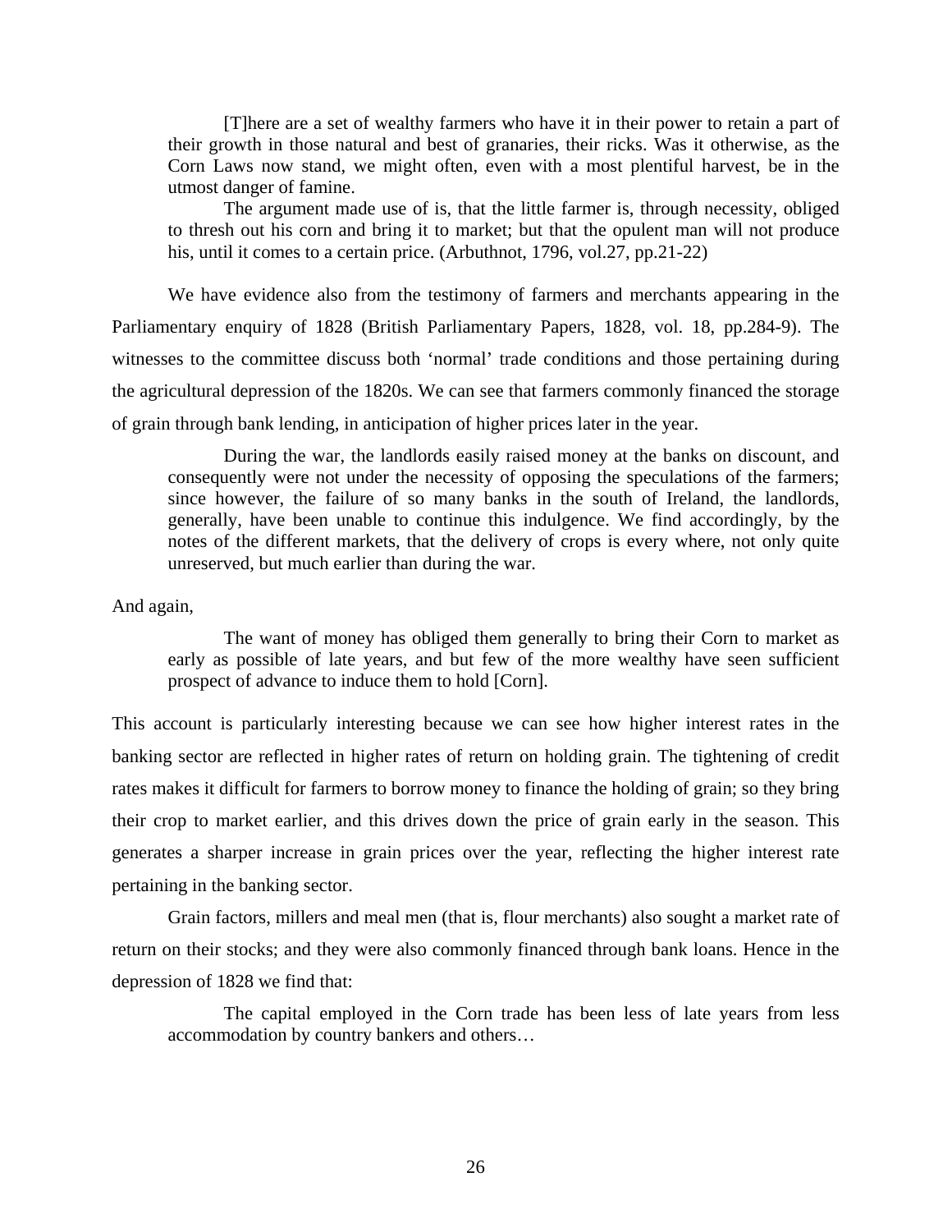> [T]here are a set of wealthy farmers who have it in their power to retain a part of their growth in those natural and best of granaries, their ricks. Was it otherwise, as the Corn Laws now stand, we might often, even with a most plentiful harvest, be in the utmost danger of famine.
>
> The argument made use of is, that the little farmer is, through necessity, obliged to thresh out his corn and bring it to market; but that the opulent man will not produce his, until it comes to a certain price. (Arbuthnot, 1796, vol.27, pp.21-22)

We have evidence also from the testimony of farmers and merchants appearing in the Parliamentary enquiry of 1828 (British Parliamentary Papers, 1828, vol. 18, pp.284-9). The witnesses to the committee discuss both 'normal' trade conditions and those pertaining during the agricultural depression of the 1820s. We can see that farmers commonly financed the storage of grain through bank lending, in anticipation of higher prices later in the year.

> During the war, the landlords easily raised money at the banks on discount, and consequently were not under the necessity of opposing the speculations of the farmers; since however, the failure of so many banks in the south of Ireland, the landlords, generally, have been unable to continue this indulgence. We find accordingly, by the notes of the different markets, that the delivery of crops is every where, not only quite unreserved, but much earlier than during the war.

And again,

> The want of money has obliged them generally to bring their Corn to market as early as possible of late years, and but few of the more wealthy have seen sufficient prospect of advance to induce them to hold [Corn].

This account is particularly interesting because we can see how higher interest rates in the banking sector are reflected in higher rates of return on holding grain. The tightening of credit rates makes it difficult for farmers to borrow money to finance the holding of grain; so they bring their crop to market earlier, and this drives down the price of grain early in the season. This generates a sharper increase in grain prices over the year, reflecting the higher interest rate pertaining in the banking sector.

Grain factors, millers and meal men (that is, flour merchants) also sought a market rate of return on their stocks; and they were also commonly financed through bank loans. Hence in the depression of 1828 we find that:

> The capital employed in the Corn trade has been less of late years from less accommodation by country bankers and others…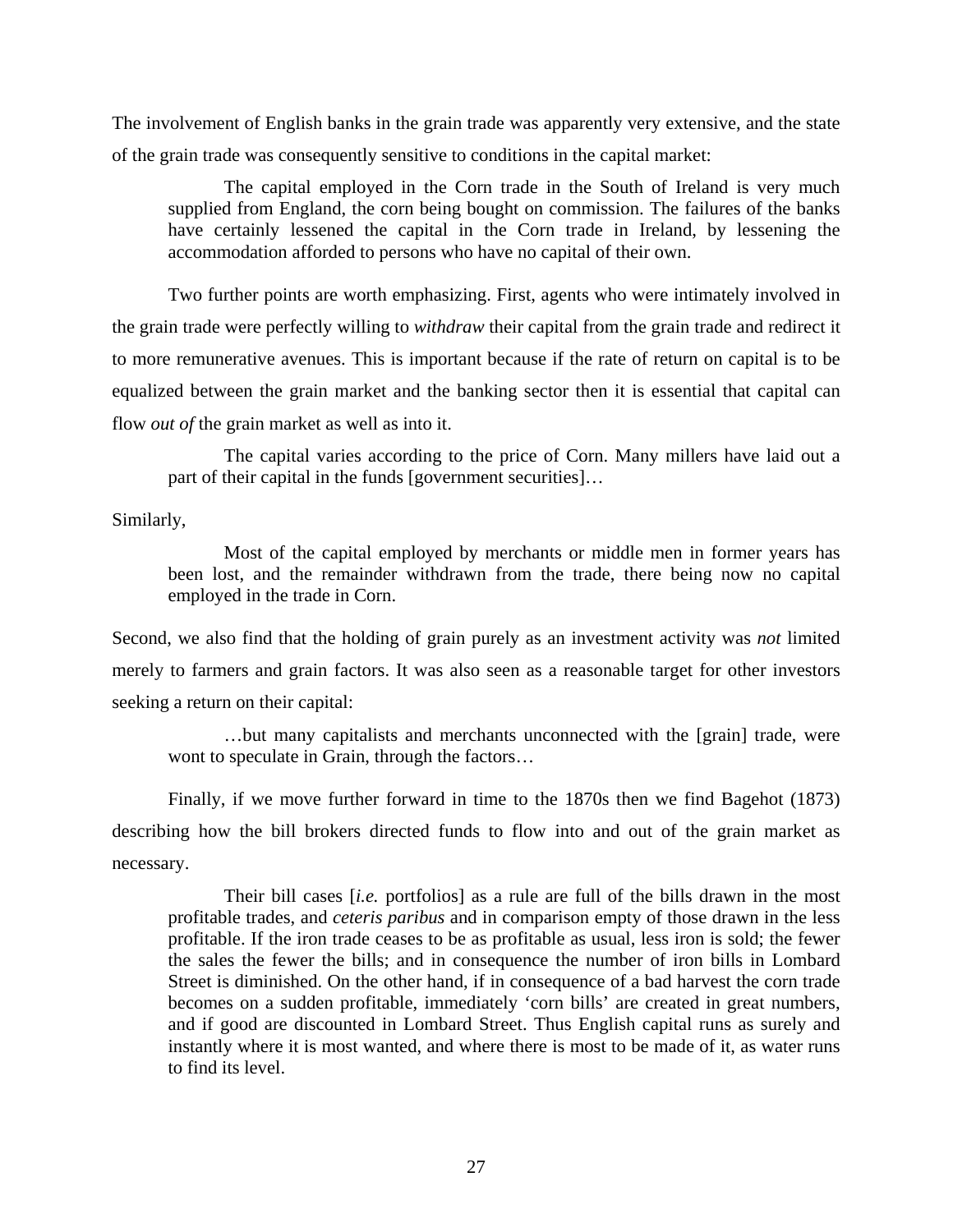The involvement of English banks in the grain trade was apparently very extensive, and the state of the grain trade was consequently sensitive to conditions in the capital market:

> The capital employed in the Corn trade in the South of Ireland is very much supplied from England, the corn being bought on commission. The failures of the banks have certainly lessened the capital in the Corn trade in Ireland, by lessening the accommodation afforded to persons who have no capital of their own.

Two further points are worth emphasizing. First, agents who were intimately involved in the grain trade were perfectly willing to *withdraw* their capital from the grain trade and redirect it to more remunerative avenues. This is important because if the rate of return on capital is to be equalized between the grain market and the banking sector then it is essential that capital can flow *out of* the grain market as well as into it.

> The capital varies according to the price of Corn. Many millers have laid out a part of their capital in the funds [government securities]…

Similarly,

> Most of the capital employed by merchants or middle men in former years has been lost, and the remainder withdrawn from the trade, there being now no capital employed in the trade in Corn.

Second, we also find that the holding of grain purely as an investment activity was *not* limited merely to farmers and grain factors. It was also seen as a reasonable target for other investors seeking a return on their capital:

> …but many capitalists and merchants unconnected with the [grain] trade, were wont to speculate in Grain, through the factors…

Finally, if we move further forward in time to the 1870s then we find Bagehot (1873) describing how the bill brokers directed funds to flow into and out of the grain market as necessary.

> Their bill cases [*i.e.* portfolios] as a rule are full of the bills drawn in the most profitable trades, and *ceteris paribus* and in comparison empty of those drawn in the less profitable. If the iron trade ceases to be as profitable as usual, less iron is sold; the fewer the sales the fewer the bills; and in consequence the number of iron bills in Lombard Street is diminished. On the other hand, if in consequence of a bad harvest the corn trade becomes on a sudden profitable, immediately 'corn bills' are created in great numbers, and if good are discounted in Lombard Street. Thus English capital runs as surely and instantly where it is most wanted, and where there is most to be made of it, as water runs to find its level.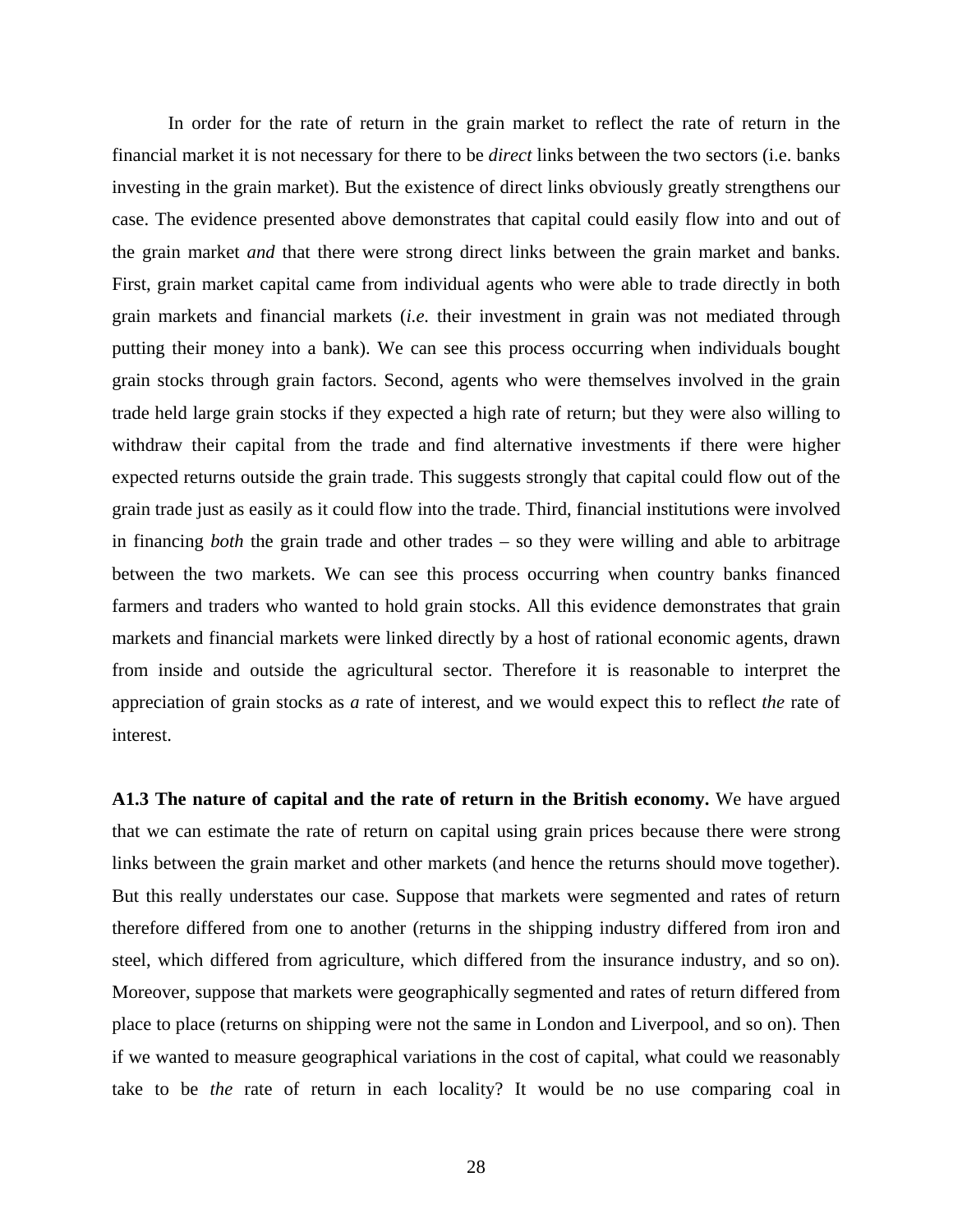In order for the rate of return in the grain market to reflect the rate of return in the financial market it is not necessary for there to be *direct* links between the two sectors (i.e. banks investing in the grain market). But the existence of direct links obviously greatly strengthens our case. The evidence presented above demonstrates that capital could easily flow into and out of the grain market *and* that there were strong direct links between the grain market and banks. First, grain market capital came from individual agents who were able to trade directly in both grain markets and financial markets (*i.e.* their investment in grain was not mediated through putting their money into a bank). We can see this process occurring when individuals bought grain stocks through grain factors. Second, agents who were themselves involved in the grain trade held large grain stocks if they expected a high rate of return; but they were also willing to withdraw their capital from the trade and find alternative investments if there were higher expected returns outside the grain trade. This suggests strongly that capital could flow out of the grain trade just as easily as it could flow into the trade. Third, financial institutions were involved in financing *both* the grain trade and other trades – so they were willing and able to arbitrage between the two markets. We can see this process occurring when country banks financed farmers and traders who wanted to hold grain stocks. All this evidence demonstrates that grain markets and financial markets were linked directly by a host of rational economic agents, drawn from inside and outside the agricultural sector. Therefore it is reasonable to interpret the appreciation of grain stocks as *a* rate of interest, and we would expect this to reflect *the* rate of interest.

**A1.3 The nature of capital and the rate of return in the British economy.** We have argued that we can estimate the rate of return on capital using grain prices because there were strong links between the grain market and other markets (and hence the returns should move together). But this really understates our case. Suppose that markets were segmented and rates of return therefore differed from one to another (returns in the shipping industry differed from iron and steel, which differed from agriculture, which differed from the insurance industry, and so on). Moreover, suppose that markets were geographically segmented and rates of return differed from place to place (returns on shipping were not the same in London and Liverpool, and so on). Then if we wanted to measure geographical variations in the cost of capital, what could we reasonably take to be *the* rate of return in each locality? It would be no use comparing coal in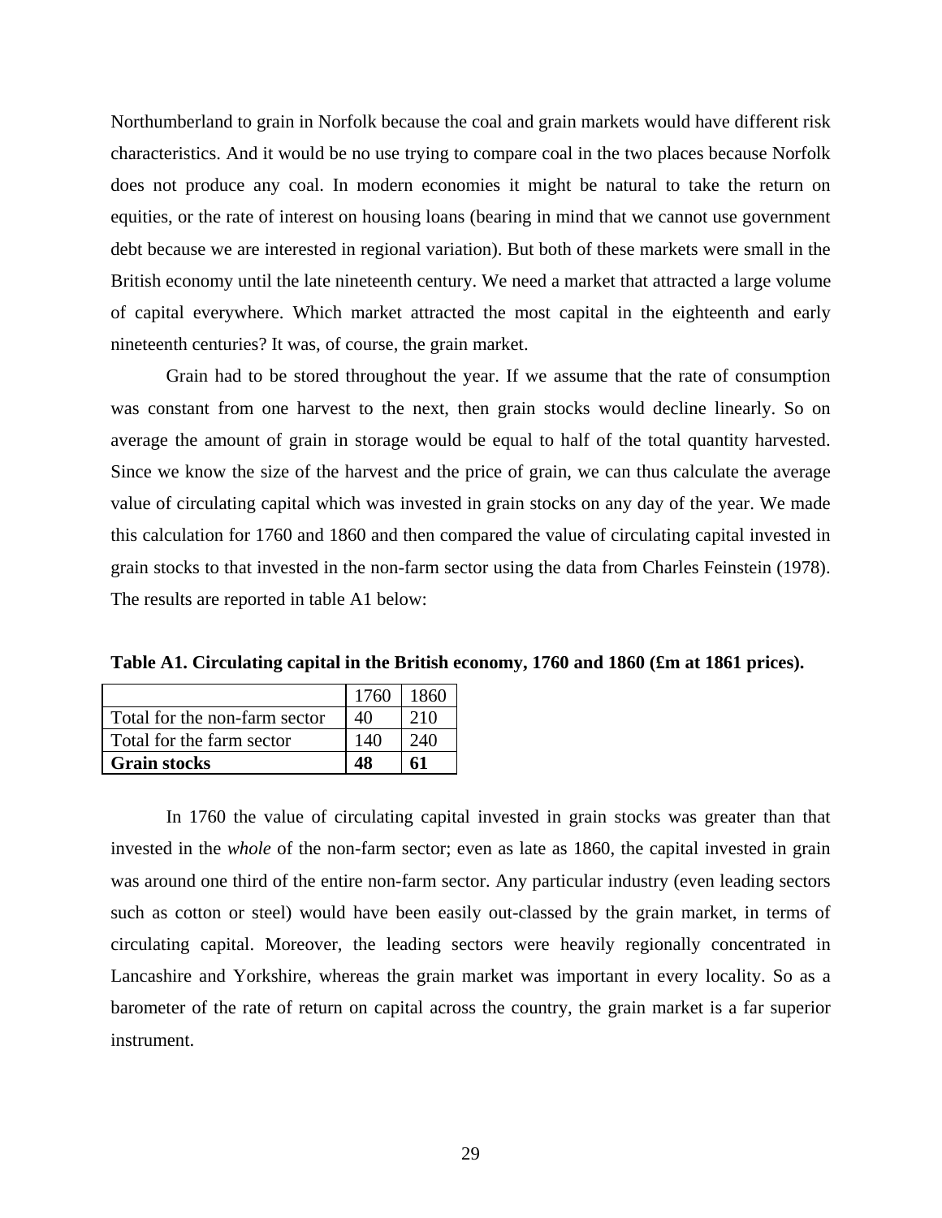Northumberland to grain in Norfolk because the coal and grain markets would have different risk characteristics. And it would be no use trying to compare coal in the two places because Norfolk does not produce any coal. In modern economies it might be natural to take the return on equities, or the rate of interest on housing loans (bearing in mind that we cannot use government debt because we are interested in regional variation). But both of these markets were small in the British economy until the late nineteenth century. We need a market that attracted a large volume of capital everywhere. Which market attracted the most capital in the eighteenth and early nineteenth centuries? It was, of course, the grain market.

Grain had to be stored throughout the year. If we assume that the rate of consumption was constant from one harvest to the next, then grain stocks would decline linearly. So on average the amount of grain in storage would be equal to half of the total quantity harvested. Since we know the size of the harvest and the price of grain, we can thus calculate the average value of circulating capital which was invested in grain stocks on any day of the year. We made this calculation for 1760 and 1860 and then compared the value of circulating capital invested in grain stocks to that invested in the non-farm sector using the data from Charles Feinstein (1978). The results are reported in table A1 below:

**Table A1. Circulating capital in the British economy, 1760 and 1860 (£m at 1861 prices).**

| | 1760 | 1860 |
|---|---|---|
| Total for the non-farm sector | 40 | 210 |
| Total for the farm sector | 140 | 240 |
| **Grain stocks** | **48** | **61** |

In 1760 the value of circulating capital invested in grain stocks was greater than that invested in the *whole* of the non-farm sector; even as late as 1860, the capital invested in grain was around one third of the entire non-farm sector. Any particular industry (even leading sectors such as cotton or steel) would have been easily out-classed by the grain market, in terms of circulating capital. Moreover, the leading sectors were heavily regionally concentrated in Lancashire and Yorkshire, whereas the grain market was important in every locality. So as a barometer of the rate of return on capital across the country, the grain market is a far superior instrument.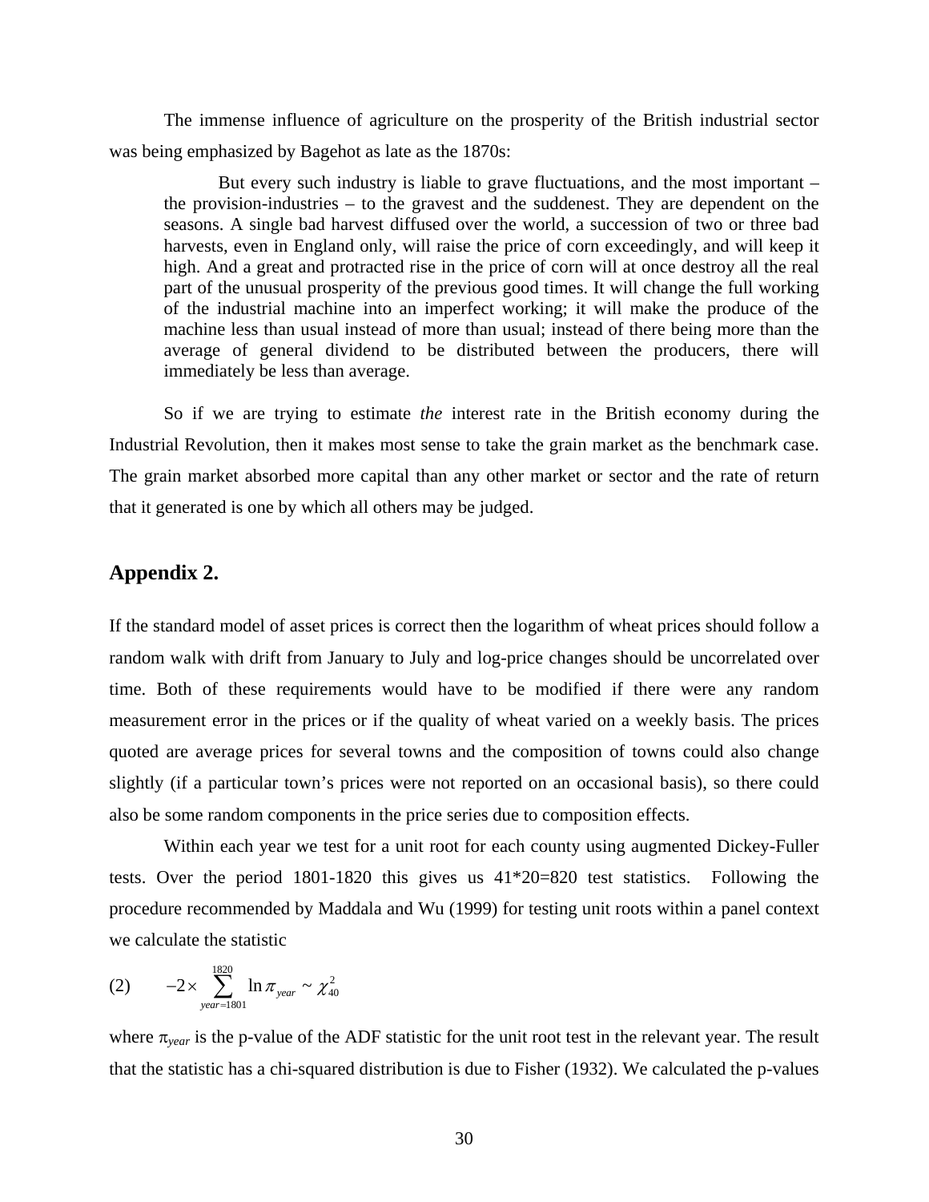The immense influence of agriculture on the prosperity of the British industrial sector was being emphasized by Bagehot as late as the 1870s:

> But every such industry is liable to grave fluctuations, and the most important – the provision-industries – to the gravest and the suddenest. They are dependent on the seasons. A single bad harvest diffused over the world, a succession of two or three bad harvests, even in England only, will raise the price of corn exceedingly, and will keep it high. And a great and protracted rise in the price of corn will at once destroy all the real part of the unusual prosperity of the previous good times. It will change the full working of the industrial machine into an imperfect working; it will make the produce of the machine less than usual instead of more than usual; instead of there being more than the average of general dividend to be distributed between the producers, there will immediately be less than average.

So if we are trying to estimate *the* interest rate in the British economy during the Industrial Revolution, then it makes most sense to take the grain market as the benchmark case. The grain market absorbed more capital than any other market or sector and the rate of return that it generated is one by which all others may be judged.

## Appendix 2.

If the standard model of asset prices is correct then the logarithm of wheat prices should follow a random walk with drift from January to July and log-price changes should be uncorrelated over time. Both of these requirements would have to be modified if there were any random measurement error in the prices or if the quality of wheat varied on a weekly basis. The prices quoted are average prices for several towns and the composition of towns could also change slightly (if a particular town's prices were not reported on an occasional basis), so there could also be some random components in the price series due to composition effects.

Within each year we test for a unit root for each county using augmented Dickey-Fuller tests. Over the period 1801-1820 this gives us 41*20=820 test statistics. Following the procedure recommended by Maddala and Wu (1999) for testing unit roots within a panel context we calculate the statistic

$$(2) \qquad -2\times\sum_{year=1801}^{1820}\ln\pi_{year}\sim\chi^2_{40}$$

where $\pi_{year}$ is the p-value of the ADF statistic for the unit root test in the relevant year. The result that the statistic has a chi-squared distribution is due to Fisher (1932). We calculated the p-values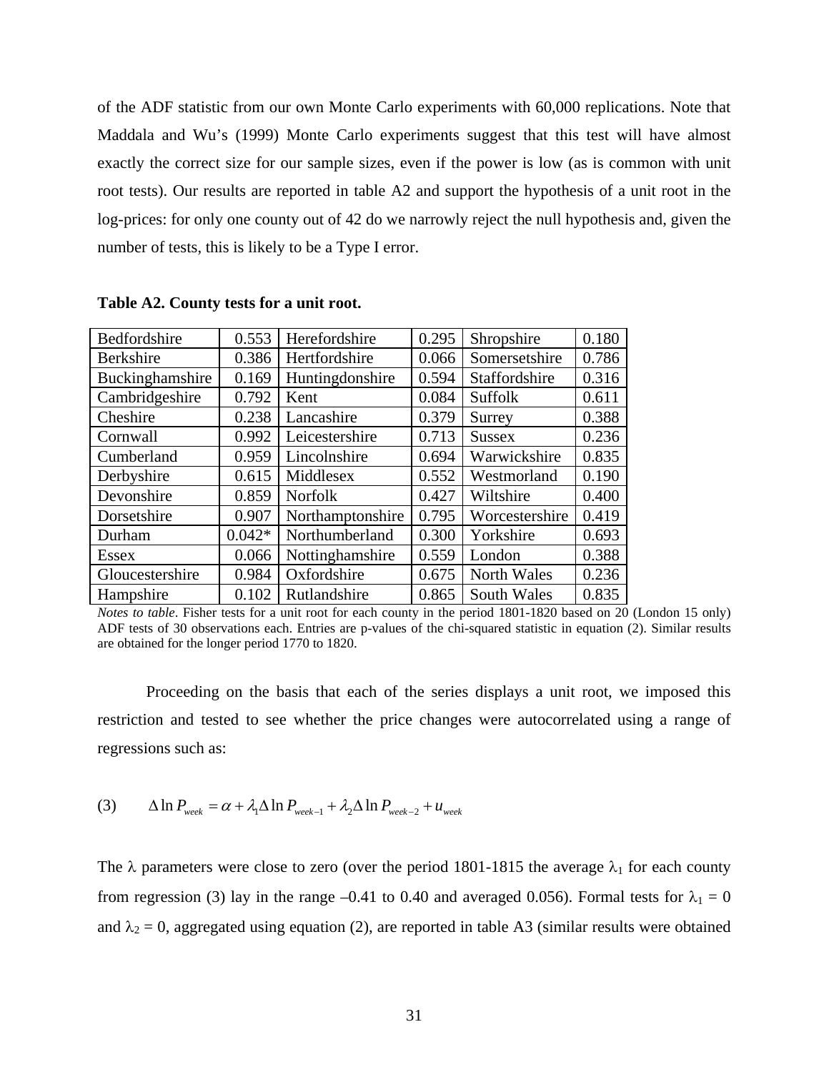of the ADF statistic from our own Monte Carlo experiments with 60,000 replications. Note that Maddala and Wu's (1999) Monte Carlo experiments suggest that this test will have almost exactly the correct size for our sample sizes, even if the power is low (as is common with unit root tests). Our results are reported in table A2 and support the hypothesis of a unit root in the log-prices: for only one county out of 42 do we narrowly reject the null hypothesis and, given the number of tests, this is likely to be a Type I error.

**Table A2. County tests for a unit root.**

| | | | | | |
|---|---|---|---|---|---|
| Bedfordshire | 0.553 | Herefordshire | 0.295 | Shropshire | 0.180 |
| Berkshire | 0.386 | Hertfordshire | 0.066 | Somersetshire | 0.786 |
| Buckinghamshire | 0.169 | Huntingdonshire | 0.594 | Staffordshire | 0.316 |
| Cambridgeshire | 0.792 | Kent | 0.084 | Suffolk | 0.611 |
| Cheshire | 0.238 | Lancashire | 0.379 | Surrey | 0.388 |
| Cornwall | 0.992 | Leicestershire | 0.713 | Sussex | 0.236 |
| Cumberland | 0.959 | Lincolnshire | 0.694 | Warwickshire | 0.835 |
| Derbyshire | 0.615 | Middlesex | 0.552 | Westmorland | 0.190 |
| Devonshire | 0.859 | Norfolk | 0.427 | Wiltshire | 0.400 |
| Dorsetshire | 0.907 | Northamptonshire | 0.795 | Worcestershire | 0.419 |
| Durham | 0.042* | Northumberland | 0.300 | Yorkshire | 0.693 |
| Essex | 0.066 | Nottinghamshire | 0.559 | London | 0.388 |
| Gloucestershire | 0.984 | Oxfordshire | 0.675 | North Wales | 0.236 |
| Hampshire | 0.102 | Rutlandshire | 0.865 | South Wales | 0.835 |

*Notes to table*. Fisher tests for a unit root for each county in the period 1801-1820 based on 20 (London 15 only) ADF tests of 30 observations each. Entries are p-values of the chi-squared statistic in equation (2). Similar results are obtained for the longer period 1770 to 1820.

Proceeding on the basis that each of the series displays a unit root, we imposed this restriction and tested to see whether the price changes were autocorrelated using a range of regressions such as:

$$(3) \qquad \Delta \ln P_{week} = \alpha + \lambda_1 \Delta \ln P_{week-1} + \lambda_2 \Delta \ln P_{week-2} + u_{week}$$

The $\lambda$ parameters were close to zero (over the period 1801-1815 the average $\lambda_1$ for each county from regression (3) lay in the range –0.41 to 0.40 and averaged 0.056). Formal tests for $\lambda_1 = 0$ and $\lambda_2 = 0$, aggregated using equation (2), are reported in table A3 (similar results were obtained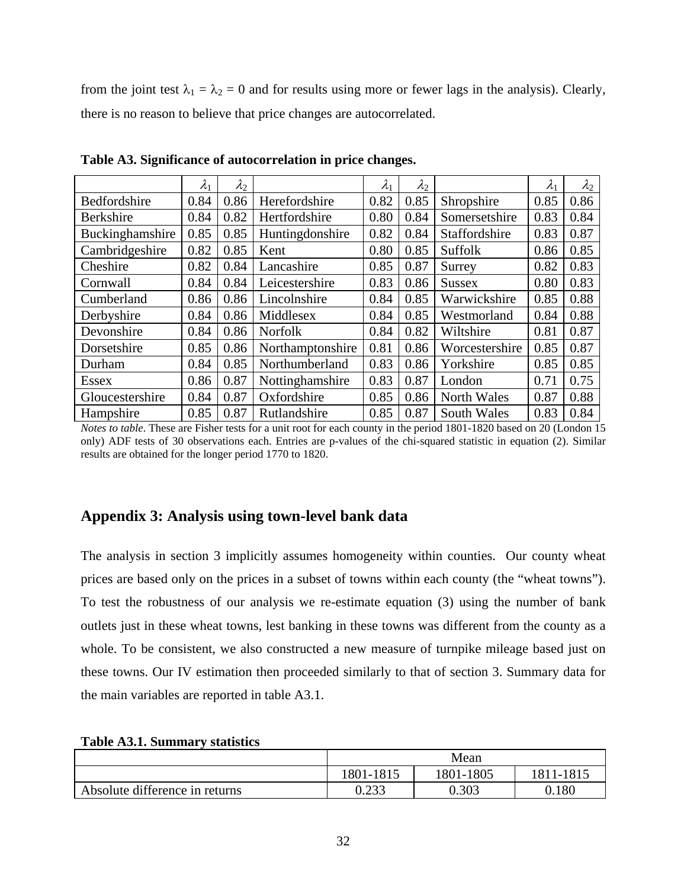from the joint test $\lambda_1 = \lambda_2 = 0$ and for results using more or fewer lags in the analysis). Clearly, there is no reason to believe that price changes are autocorrelated.

**Table A3. Significance of autocorrelation in price changes.**

| | $\lambda_1$ | $\lambda_2$ | | $\lambda_1$ | $\lambda_2$ | | $\lambda_1$ | $\lambda_2$ |
|---|---|---|---|---|---|---|---|---|
| Bedfordshire | 0.84 | 0.86 | Herefordshire | 0.82 | 0.85 | Shropshire | 0.85 | 0.86 |
| Berkshire | 0.84 | 0.82 | Hertfordshire | 0.80 | 0.84 | Somersetshire | 0.83 | 0.84 |
| Buckinghamshire | 0.85 | 0.85 | Huntingdonshire | 0.82 | 0.84 | Staffordshire | 0.83 | 0.87 |
| Cambridgeshire | 0.82 | 0.85 | Kent | 0.80 | 0.85 | Suffolk | 0.86 | 0.85 |
| Cheshire | 0.82 | 0.84 | Lancashire | 0.85 | 0.87 | Surrey | 0.82 | 0.83 |
| Cornwall | 0.84 | 0.84 | Leicestershire | 0.83 | 0.86 | Sussex | 0.80 | 0.83 |
| Cumberland | 0.86 | 0.86 | Lincolnshire | 0.84 | 0.85 | Warwickshire | 0.85 | 0.88 |
| Derbyshire | 0.84 | 0.86 | Middlesex | 0.84 | 0.85 | Westmorland | 0.84 | 0.88 |
| Devonshire | 0.84 | 0.86 | Norfolk | 0.84 | 0.82 | Wiltshire | 0.81 | 0.87 |
| Dorsetshire | 0.85 | 0.86 | Northamptonshire | 0.81 | 0.86 | Worcestershire | 0.85 | 0.87 |
| Durham | 0.84 | 0.85 | Northumberland | 0.83 | 0.86 | Yorkshire | 0.85 | 0.85 |
| Essex | 0.86 | 0.87 | Nottinghamshire | 0.83 | 0.87 | London | 0.71 | 0.75 |
| Gloucestershire | 0.84 | 0.87 | Oxfordshire | 0.85 | 0.86 | North Wales | 0.87 | 0.88 |
| Hampshire | 0.85 | 0.87 | Rutlandshire | 0.85 | 0.87 | South Wales | 0.83 | 0.84 |

*Notes to table*. These are Fisher tests for a unit root for each county in the period 1801-1820 based on 20 (London 15 only) ADF tests of 30 observations each. Entries are p-values of the chi-squared statistic in equation (2). Similar results are obtained for the longer period 1770 to 1820.

## Appendix 3: Analysis using town-level bank data

The analysis in section 3 implicitly assumes homogeneity within counties. Our county wheat prices are based only on the prices in a subset of towns within each county (the "wheat towns"). To test the robustness of our analysis we re-estimate equation (3) using the number of bank outlets just in these wheat towns, lest banking in these towns was different from the county as a whole. To be consistent, we also constructed a new measure of turnpike mileage based just on these towns. Our IV estimation then proceeded similarly to that of section 3. Summary data for the main variables are reported in table A3.1.

**Table A3.1. Summary statistics**

| | Mean | | |
|---|---|---|---|
| | 1801-1815 | 1801-1805 | 1811-1815 |
| Absolute difference in returns | 0.233 | 0.303 | 0.180 |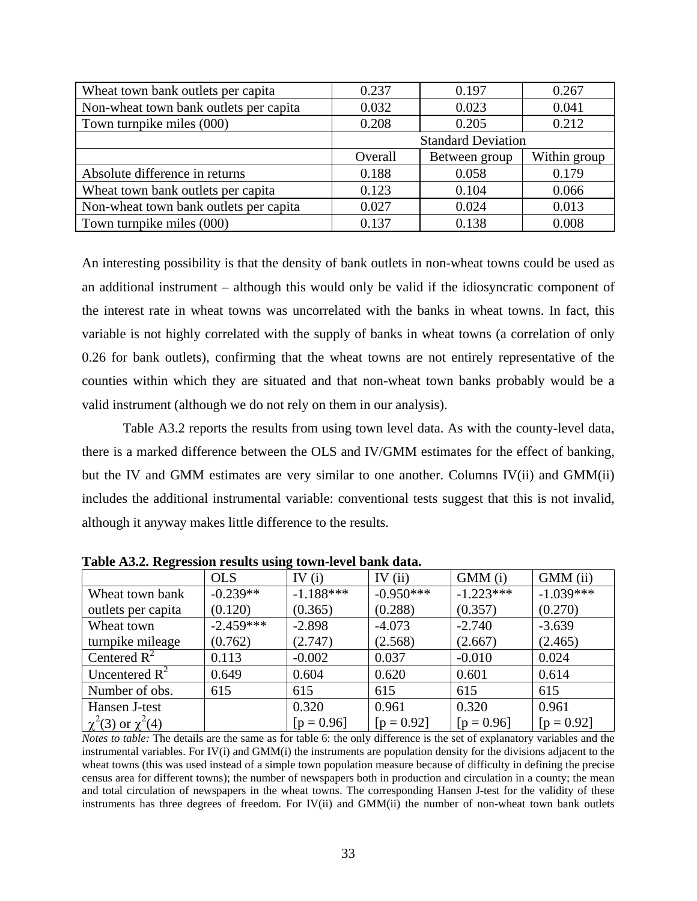| | | | |
|---|---|---|---|
| Wheat town bank outlets per capita | 0.237 | 0.197 | 0.267 |
| Non-wheat town bank outlets per capita | 0.032 | 0.023 | 0.041 |
| Town turnpike miles (000) | 0.208 | 0.205 | 0.212 |
| | Standard Deviation | | |
| | Overall | Between group | Within group |
| Absolute difference in returns | 0.188 | 0.058 | 0.179 |
| Wheat town bank outlets per capita | 0.123 | 0.104 | 0.066 |
| Non-wheat town bank outlets per capita | 0.027 | 0.024 | 0.013 |
| Town turnpike miles (000) | 0.137 | 0.138 | 0.008 |

An interesting possibility is that the density of bank outlets in non-wheat towns could be used as an additional instrument – although this would only be valid if the idiosyncratic component of the interest rate in wheat towns was uncorrelated with the banks in wheat towns. In fact, this variable is not highly correlated with the supply of banks in wheat towns (a correlation of only 0.26 for bank outlets), confirming that the wheat towns are not entirely representative of the counties within which they are situated and that non-wheat town banks probably would be a valid instrument (although we do not rely on them in our analysis).

Table A3.2 reports the results from using town level data. As with the county-level data, there is a marked difference between the OLS and IV/GMM estimates for the effect of banking, but the IV and GMM estimates are very similar to one another. Columns IV(ii) and GMM(ii) includes the additional instrumental variable: conventional tests suggest that this is not invalid, although it anyway makes little difference to the results.

**Table A3.2. Regression results using town-level bank data.**

| | OLS | IV (i) | IV (ii) | GMM (i) | GMM (ii) |
|---|---|---|---|---|---|
| Wheat town bank outlets per capita | -0.239** (0.120) | -1.188*** (0.365) | -0.950*** (0.288) | -1.223*** (0.357) | -1.039*** (0.270) |
| Wheat town turnpike mileage | -2.459*** (0.762) | -2.898 (2.747) | -4.073 (2.568) | -2.740 (2.667) | -3.639 (2.465) |
| Centered $R^2$ | 0.113 | -0.002 | 0.037 | -0.010 | 0.024 |
| Uncentered $R^2$ | 0.649 | 0.604 | 0.620 | 0.601 | 0.614 |
| Number of obs. | 615 | 615 | 615 | 615 | 615 |
| Hansen J-test $\chi^2(3)$ or $\chi^2(4)$ | | 0.320 [p = 0.96] | 0.961 [p = 0.92] | 0.320 [p = 0.96] | 0.961 [p = 0.92] |

*Notes to table:* The details are the same as for table 6: the only difference is the set of explanatory variables and the instrumental variables. For IV(i) and GMM(i) the instruments are population density for the divisions adjacent to the wheat towns (this was used instead of a simple town population measure because of difficulty in defining the precise census area for different towns); the number of newspapers both in production and circulation in a county; the mean and total circulation of newspapers in the wheat towns. The corresponding Hansen J-test for the validity of these instruments has three degrees of freedom. For IV(ii) and GMM(ii) the number of non-wheat town bank outlets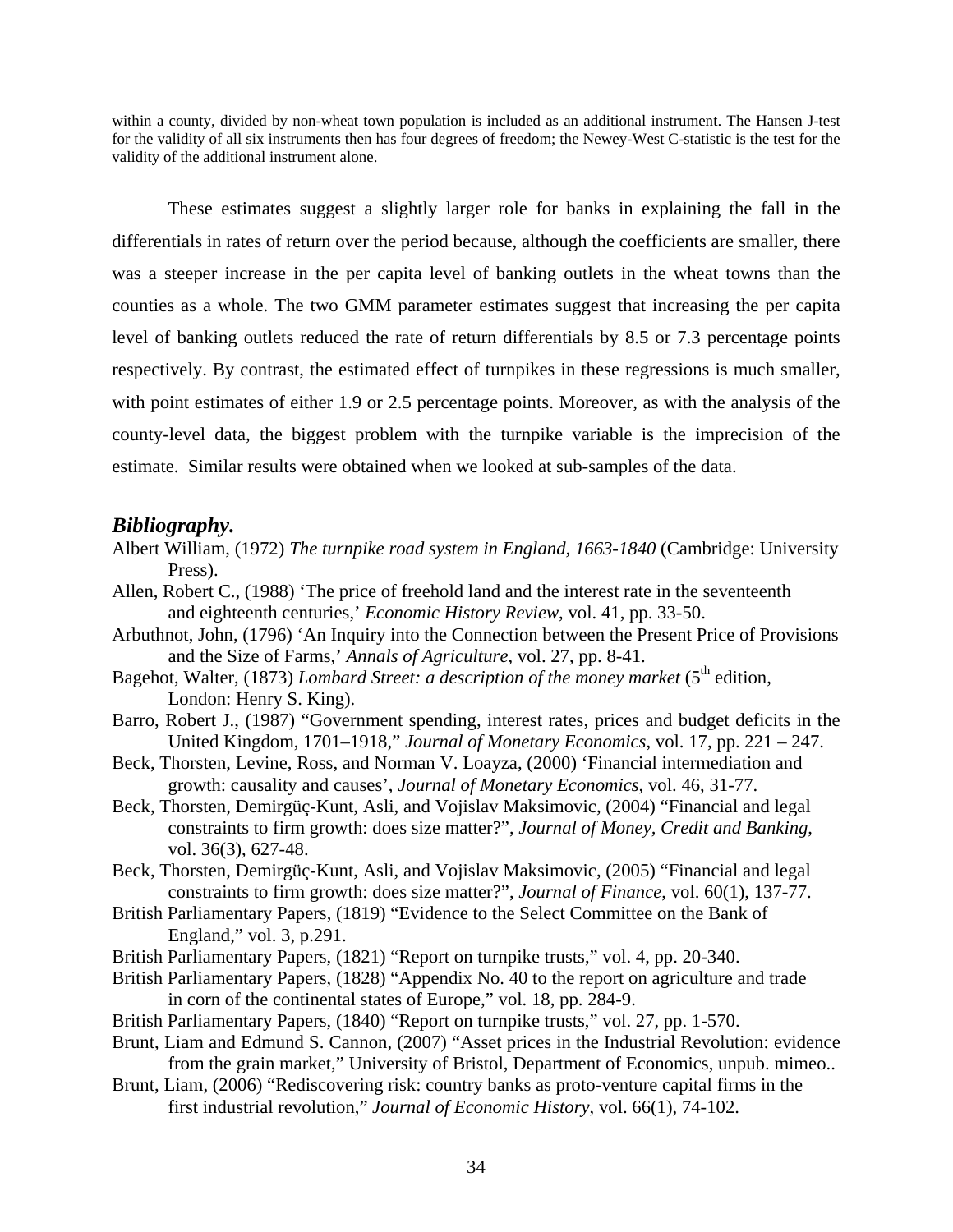within a county, divided by non-wheat town population is included as an additional instrument. The Hansen J-test for the validity of all six instruments then has four degrees of freedom; the Newey-West C-statistic is the test for the validity of the additional instrument alone.

These estimates suggest a slightly larger role for banks in explaining the fall in the differentials in rates of return over the period because, although the coefficients are smaller, there was a steeper increase in the per capita level of banking outlets in the wheat towns than the counties as a whole. The two GMM parameter estimates suggest that increasing the per capita level of banking outlets reduced the rate of return differentials by 8.5 or 7.3 percentage points respectively. By contrast, the estimated effect of turnpikes in these regressions is much smaller, with point estimates of either 1.9 or 2.5 percentage points. Moreover, as with the analysis of the county-level data, the biggest problem with the turnpike variable is the imprecision of the estimate. Similar results were obtained when we looked at sub-samples of the data.

## *Bibliography.*

Albert William, (1972) *The turnpike road system in England, 1663-1840* (Cambridge: University Press).

Allen, Robert C., (1988) 'The price of freehold land and the interest rate in the seventeenth and eighteenth centuries,' *Economic History Review*, vol. 41, pp. 33-50.

Arbuthnot, John, (1796) 'An Inquiry into the Connection between the Present Price of Provisions and the Size of Farms,' *Annals of Agriculture*, vol. 27, pp. 8-41.

Bagehot, Walter, (1873) *Lombard Street: a description of the money market* (5th edition, London: Henry S. King).

Barro, Robert J., (1987) "Government spending, interest rates, prices and budget deficits in the United Kingdom, 1701–1918," *Journal of Monetary Economics*, vol. 17, pp. 221 – 247.

Beck, Thorsten, Levine, Ross, and Norman V. Loayza, (2000) 'Financial intermediation and growth: causality and causes', *Journal of Monetary Economics*, vol. 46, 31-77.

Beck, Thorsten, Demirgüç-Kunt, Asli, and Vojislav Maksimovic, (2004) "Financial and legal constraints to firm growth: does size matter?", *Journal of Money, Credit and Banking*, vol. 36(3), 627-48.

Beck, Thorsten, Demirgüç-Kunt, Asli, and Vojislav Maksimovic, (2005) "Financial and legal constraints to firm growth: does size matter?", *Journal of Finance*, vol. 60(1), 137-77.

British Parliamentary Papers, (1819) "Evidence to the Select Committee on the Bank of England," vol. 3, p.291.

British Parliamentary Papers, (1821) "Report on turnpike trusts," vol. 4, pp. 20-340.

British Parliamentary Papers, (1828) "Appendix No. 40 to the report on agriculture and trade in corn of the continental states of Europe," vol. 18, pp. 284-9.

British Parliamentary Papers, (1840) "Report on turnpike trusts," vol. 27, pp. 1-570.

Brunt, Liam and Edmund S. Cannon, (2007) "Asset prices in the Industrial Revolution: evidence from the grain market," University of Bristol, Department of Economics, unpub. mimeo..

Brunt, Liam, (2006) "Rediscovering risk: country banks as proto-venture capital firms in the first industrial revolution," *Journal of Economic History*, vol. 66(1), 74-102.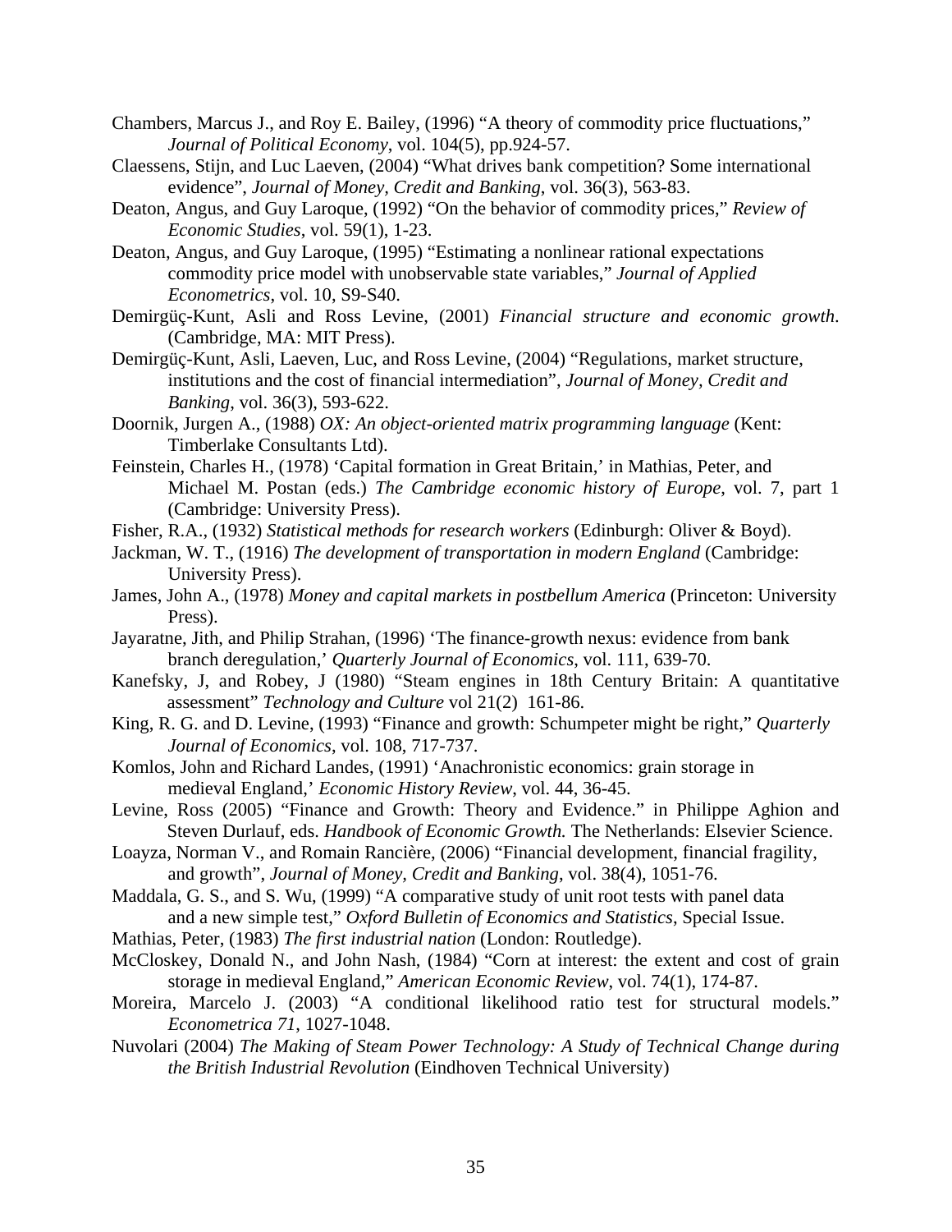Chambers, Marcus J., and Roy E. Bailey, (1996) "A theory of commodity price fluctuations," *Journal of Political Economy*, vol. 104(5), pp.924-57.

Claessens, Stijn, and Luc Laeven, (2004) "What drives bank competition? Some international evidence", *Journal of Money, Credit and Banking*, vol. 36(3), 563-83.

Deaton, Angus, and Guy Laroque, (1992) "On the behavior of commodity prices," *Review of Economic Studies*, vol. 59(1), 1-23.

Deaton, Angus, and Guy Laroque, (1995) "Estimating a nonlinear rational expectations commodity price model with unobservable state variables," *Journal of Applied Econometrics*, vol. 10, S9-S40.

Demirgüç-Kunt, Asli and Ross Levine, (2001) *Financial structure and economic growth*. (Cambridge, MA: MIT Press).

Demirgüç-Kunt, Asli, Laeven, Luc, and Ross Levine, (2004) "Regulations, market structure, institutions and the cost of financial intermediation", *Journal of Money, Credit and Banking*, vol. 36(3), 593-622.

Doornik, Jurgen A., (1988) *OX: An object-oriented matrix programming language* (Kent: Timberlake Consultants Ltd).

Feinstein, Charles H., (1978) 'Capital formation in Great Britain,' in Mathias, Peter, and Michael M. Postan (eds.) *The Cambridge economic history of Europe*, vol. 7, part 1 (Cambridge: University Press).

Fisher, R.A., (1932) *Statistical methods for research workers* (Edinburgh: Oliver & Boyd).

Jackman, W. T., (1916) *The development of transportation in modern England* (Cambridge: University Press).

James, John A., (1978) *Money and capital markets in postbellum America* (Princeton: University Press).

Jayaratne, Jith, and Philip Strahan, (1996) 'The finance-growth nexus: evidence from bank branch deregulation,' *Quarterly Journal of Economics*, vol. 111, 639-70.

Kanefsky, J, and Robey, J (1980) "Steam engines in 18th Century Britain: A quantitative assessment" *Technology and Culture* vol 21(2) 161-86.

King, R. G. and D. Levine, (1993) "Finance and growth: Schumpeter might be right," *Quarterly Journal of Economics*, vol. 108, 717-737.

Komlos, John and Richard Landes, (1991) 'Anachronistic economics: grain storage in medieval England,' *Economic History Review*, vol. 44, 36-45.

Levine, Ross (2005) "Finance and Growth: Theory and Evidence." in Philippe Aghion and Steven Durlauf, eds. *Handbook of Economic Growth.* The Netherlands: Elsevier Science.

Loayza, Norman V., and Romain Rancière, (2006) "Financial development, financial fragility, and growth", *Journal of Money, Credit and Banking*, vol. 38(4), 1051-76.

Maddala, G. S., and S. Wu, (1999) "A comparative study of unit root tests with panel data and a new simple test," *Oxford Bulletin of Economics and Statistics*, Special Issue.

Mathias, Peter, (1983) *The first industrial nation* (London: Routledge).

McCloskey, Donald N., and John Nash, (1984) "Corn at interest: the extent and cost of grain storage in medieval England," *American Economic Review*, vol. 74(1), 174-87.

Moreira, Marcelo J. (2003) "A conditional likelihood ratio test for structural models." *Econometrica 71*, 1027-1048.

Nuvolari (2004) *The Making of Steam Power Technology: A Study of Technical Change during the British Industrial Revolution* (Eindhoven Technical University)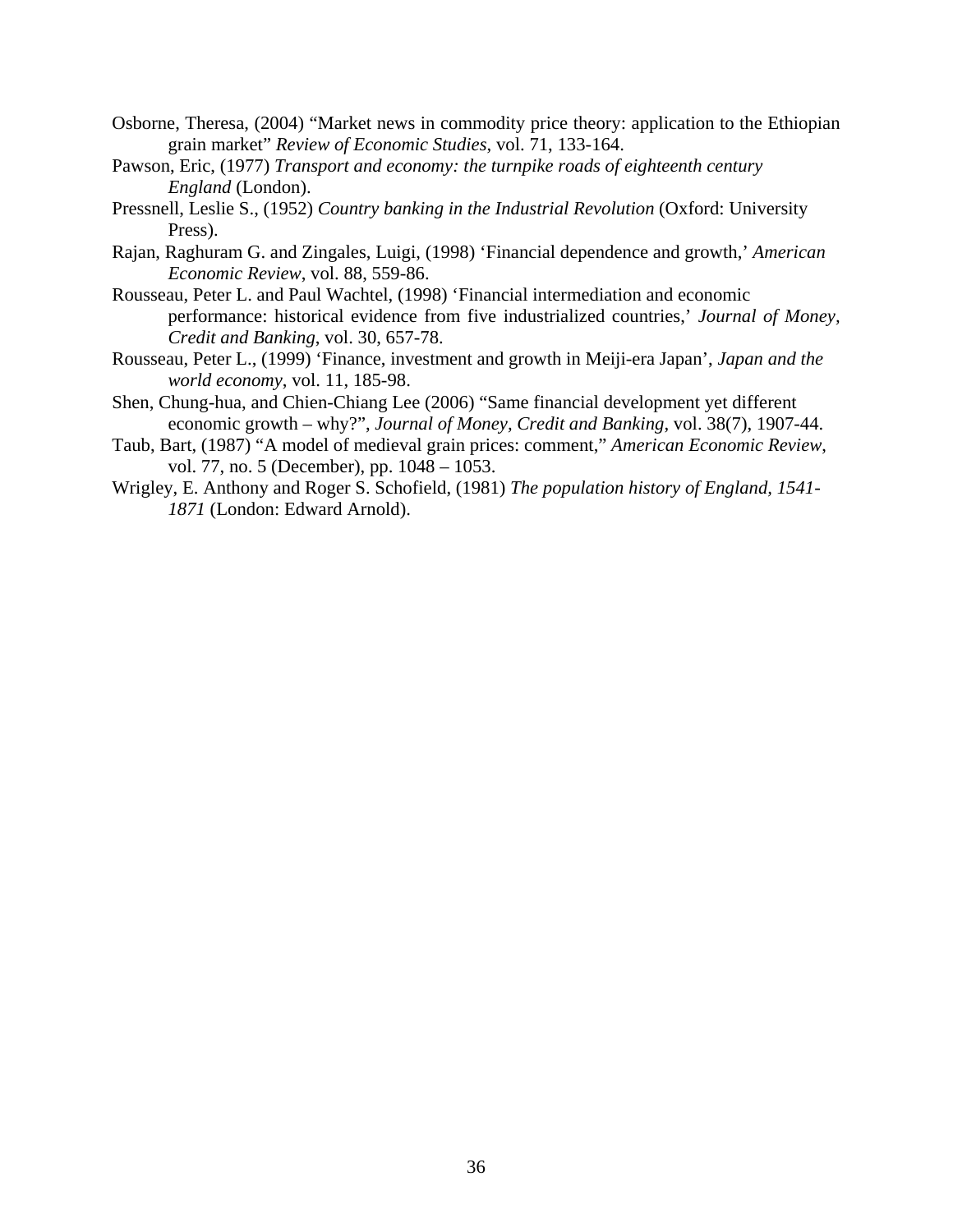Osborne, Theresa, (2004) "Market news in commodity price theory: application to the Ethiopian grain market" *Review of Economic Studies*, vol. 71, 133-164.

Pawson, Eric, (1977) *Transport and economy: the turnpike roads of eighteenth century England* (London).

Pressnell, Leslie S., (1952) *Country banking in the Industrial Revolution* (Oxford: University Press).

Rajan, Raghuram G. and Zingales, Luigi, (1998) 'Financial dependence and growth,' *American Economic Review*, vol. 88, 559-86.

Rousseau, Peter L. and Paul Wachtel, (1998) 'Financial intermediation and economic performance: historical evidence from five industrialized countries,' *Journal of Money, Credit and Banking*, vol. 30, 657-78.

Rousseau, Peter L., (1999) 'Finance, investment and growth in Meiji-era Japan', *Japan and the world economy*, vol. 11, 185-98.

Shen, Chung-hua, and Chien-Chiang Lee (2006) "Same financial development yet different economic growth – why?", *Journal of Money, Credit and Banking*, vol. 38(7), 1907-44.

Taub, Bart, (1987) "A model of medieval grain prices: comment," *American Economic Review*, vol. 77, no. 5 (December), pp. 1048 – 1053.

Wrigley, E. Anthony and Roger S. Schofield, (1981) *The population history of England, 1541-1871* (London: Edward Arnold).